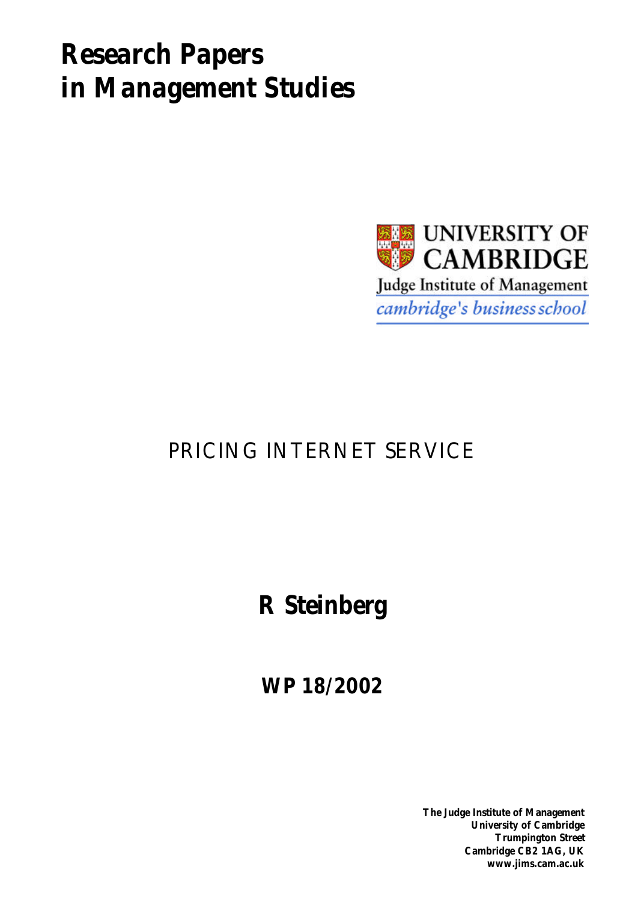# Research Papers in Management Studies

UNIVERSITY OF CAMBRIDGE

Judge Institute of Management

*cambridge's business school*

## PRICING INTERNET SERVICE

**R Steinberg**

**WP 18/2002**

**The Judge Institute of Management**
**University of Cambridge**
**Trumpington Street**
**Cambridge CB2 1AG, UK**
**www.jims.cam.ac.uk**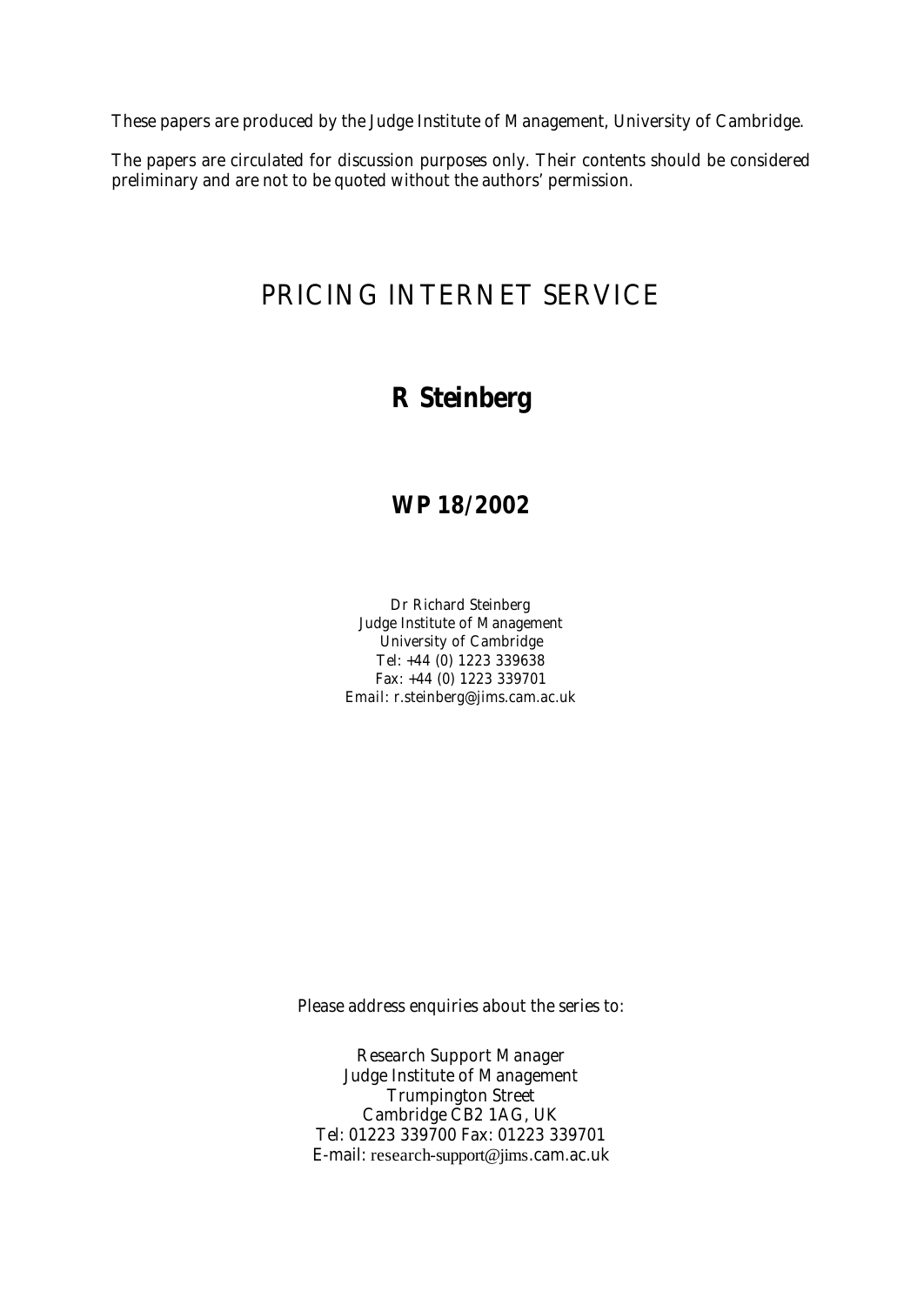These papers are produced by the Judge Institute of Management, University of Cambridge.

The papers are circulated for discussion purposes only. Their contents should be considered preliminary and are not to be quoted without the authors' permission.

# PRICING INTERNET SERVICE

## R Steinberg

## WP 18/2002

Dr Richard Steinberg  
Judge Institute of Management  
University of Cambridge  
Tel: +44 (0) 1223 339638  
Fax: +44 (0) 1223 339701  
Email: r.steinberg@jims.cam.ac.uk

Please address enquiries about the series to:

Research Support Manager  
Judge Institute of Management  
Trumpington Street  
Cambridge CB2 1AG, UK  
Tel: 01223 339700 Fax: 01223 339701  
E-mail: research-support@jims.cam.ac.uk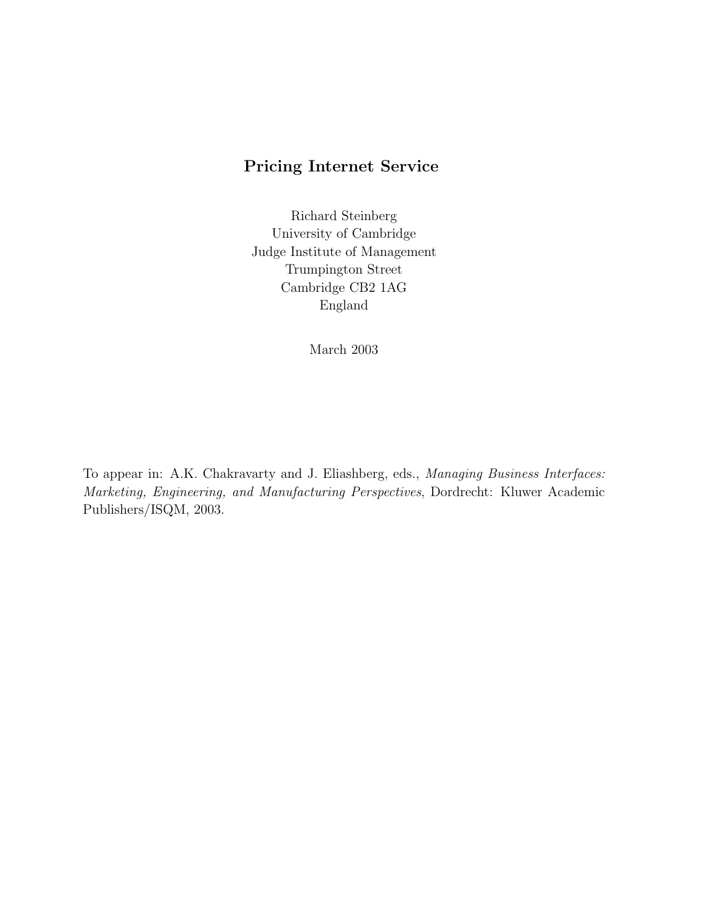# Pricing Internet Service

Richard Steinberg
University of Cambridge
Judge Institute of Management
Trumpington Street
Cambridge CB2 1AG
England

March 2003

To appear in: A.K. Chakravarty and J. Eliashberg, eds., *Managing Business Interfaces: Marketing, Engineering, and Manufacturing Perspectives*, Dordrecht: Kluwer Academic Publishers/ISQM, 2003.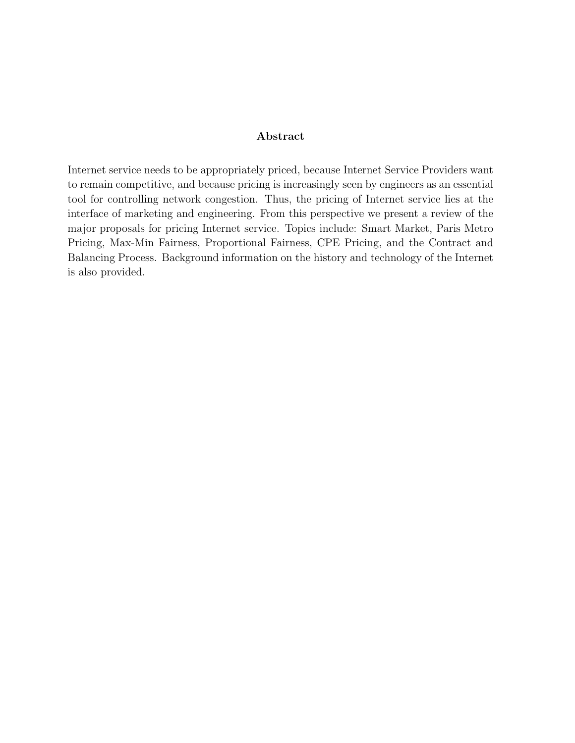## Abstract

Internet service needs to be appropriately priced, because Internet Service Providers want to remain competitive, and because pricing is increasingly seen by engineers as an essential tool for controlling network congestion. Thus, the pricing of Internet service lies at the interface of marketing and engineering. From this perspective we present a review of the major proposals for pricing Internet service. Topics include: Smart Market, Paris Metro Pricing, Max-Min Fairness, Proportional Fairness, CPE Pricing, and the Contract and Balancing Process. Background information on the history and technology of the Internet is also provided.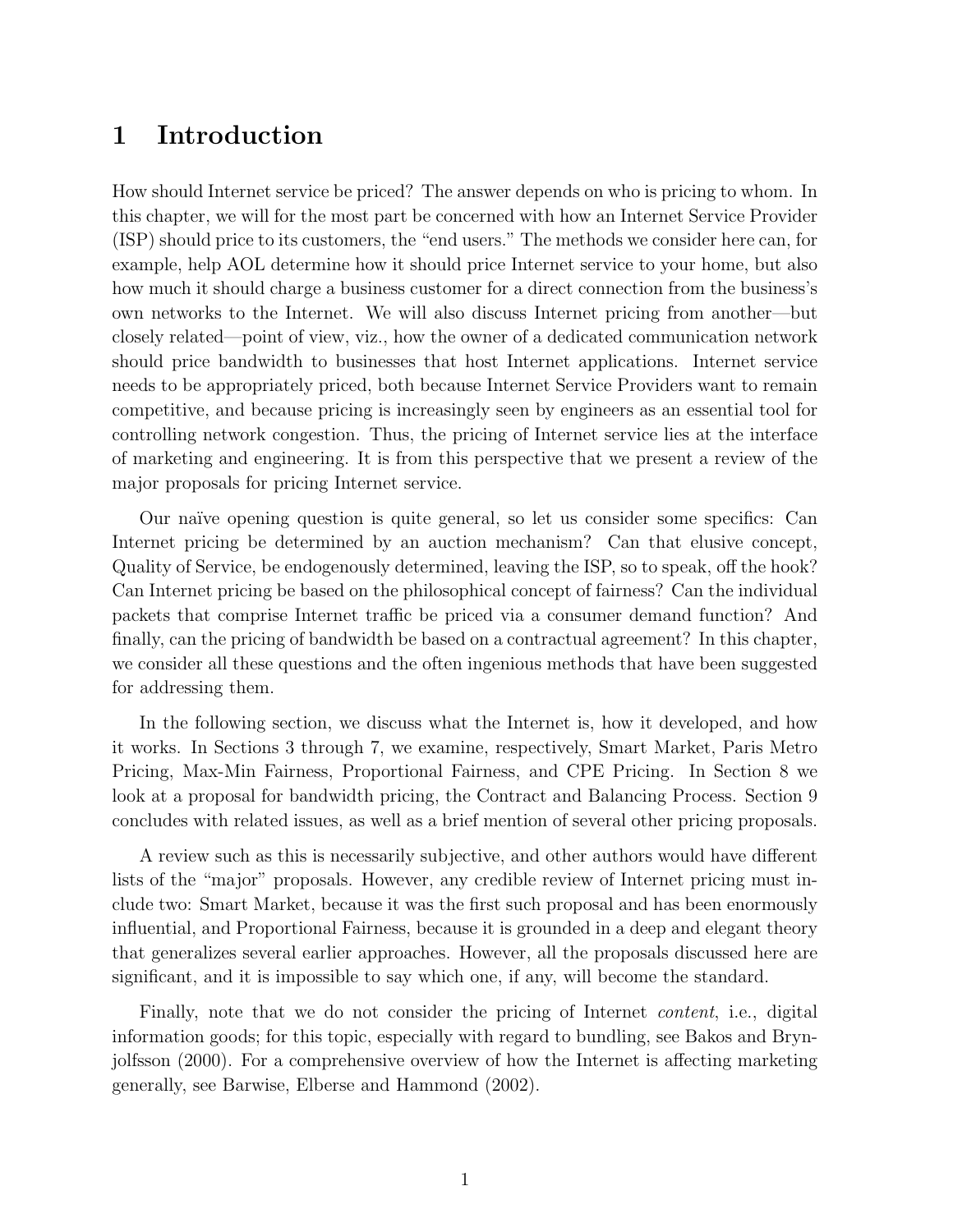# 1 Introduction

How should Internet service be priced? The answer depends on who is pricing to whom. In this chapter, we will for the most part be concerned with how an Internet Service Provider (ISP) should price to its customers, the "end users." The methods we consider here can, for example, help AOL determine how it should price Internet service to your home, but also how much it should charge a business customer for a direct connection from the business's own networks to the Internet. We will also discuss Internet pricing from another—but closely related—point of view, viz., how the owner of a dedicated communication network should price bandwidth to businesses that host Internet applications. Internet service needs to be appropriately priced, both because Internet Service Providers want to remain competitive, and because pricing is increasingly seen by engineers as an essential tool for controlling network congestion. Thus, the pricing of Internet service lies at the interface of marketing and engineering. It is from this perspective that we present a review of the major proposals for pricing Internet service.

Our naïve opening question is quite general, so let us consider some specifics: Can Internet pricing be determined by an auction mechanism? Can that elusive concept, Quality of Service, be endogenously determined, leaving the ISP, so to speak, off the hook? Can Internet pricing be based on the philosophical concept of fairness? Can the individual packets that comprise Internet traffic be priced via a consumer demand function? And finally, can the pricing of bandwidth be based on a contractual agreement? In this chapter, we consider all these questions and the often ingenious methods that have been suggested for addressing them.

In the following section, we discuss what the Internet is, how it developed, and how it works. In Sections 3 through 7, we examine, respectively, Smart Market, Paris Metro Pricing, Max-Min Fairness, Proportional Fairness, and CPE Pricing. In Section 8 we look at a proposal for bandwidth pricing, the Contract and Balancing Process. Section 9 concludes with related issues, as well as a brief mention of several other pricing proposals.

A review such as this is necessarily subjective, and other authors would have different lists of the "major" proposals. However, any credible review of Internet pricing must include two: Smart Market, because it was the first such proposal and has been enormously influential, and Proportional Fairness, because it is grounded in a deep and elegant theory that generalizes several earlier approaches. However, all the proposals discussed here are significant, and it is impossible to say which one, if any, will become the standard.

Finally, note that we do not consider the pricing of Internet *content*, i.e., digital information goods; for this topic, especially with regard to bundling, see Bakos and Brynjolfsson (2000). For a comprehensive overview of how the Internet is affecting marketing generally, see Barwise, Elberse and Hammond (2002).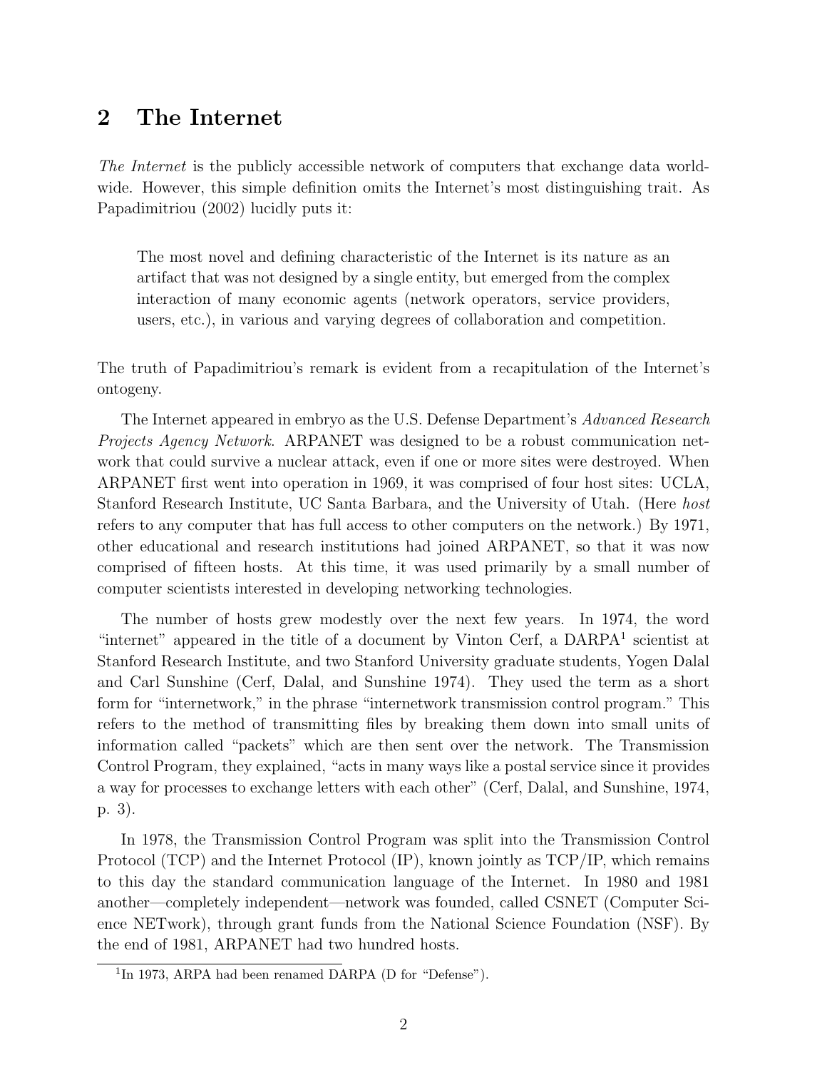## 2 The Internet

*The Internet* is the publicly accessible network of computers that exchange data worldwide. However, this simple definition omits the Internet's most distinguishing trait. As Papadimitriou (2002) lucidly puts it:

> The most novel and defining characteristic of the Internet is its nature as an artifact that was not designed by a single entity, but emerged from the complex interaction of many economic agents (network operators, service providers, users, etc.), in various and varying degrees of collaboration and competition.

The truth of Papadimitriou's remark is evident from a recapitulation of the Internet's ontogeny.

The Internet appeared in embryo as the U.S. Defense Department's *Advanced Research Projects Agency Network*. ARPANET was designed to be a robust communication network that could survive a nuclear attack, even if one or more sites were destroyed. When ARPANET first went into operation in 1969, it was comprised of four host sites: UCLA, Stanford Research Institute, UC Santa Barbara, and the University of Utah. (Here *host* refers to any computer that has full access to other computers on the network.) By 1971, other educational and research institutions had joined ARPANET, so that it was now comprised of fifteen hosts. At this time, it was used primarily by a small number of computer scientists interested in developing networking technologies.

The number of hosts grew modestly over the next few years. In 1974, the word "internet" appeared in the title of a document by Vinton Cerf, a DARPA[1] scientist at Stanford Research Institute, and two Stanford University graduate students, Yogen Dalal and Carl Sunshine (Cerf, Dalal, and Sunshine 1974). They used the term as a short form for "internetwork," in the phrase "internetwork transmission control program." This refers to the method of transmitting files by breaking them down into small units of information called "packets" which are then sent over the network. The Transmission Control Program, they explained, "acts in many ways like a postal service since it provides a way for processes to exchange letters with each other" (Cerf, Dalal, and Sunshine, 1974, p. 3).

In 1978, the Transmission Control Program was split into the Transmission Control Protocol (TCP) and the Internet Protocol (IP), known jointly as TCP/IP, which remains to this day the standard communication language of the Internet. In 1980 and 1981 another—completely independent—network was founded, called CSNET (Computer Science NETwork), through grant funds from the National Science Foundation (NSF). By the end of 1981, ARPANET had two hundred hosts.

[1] In 1973, ARPA had been renamed DARPA (D for "Defense").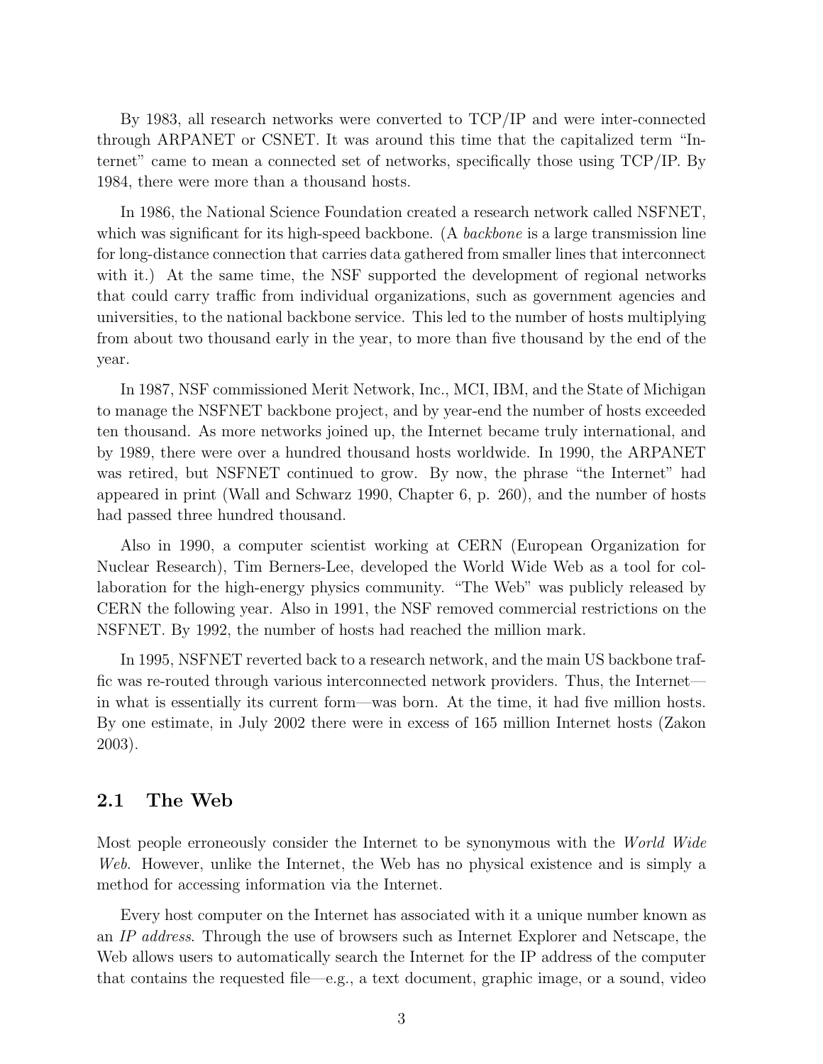By 1983, all research networks were converted to TCP/IP and were inter-connected through ARPANET or CSNET. It was around this time that the capitalized term "Internet" came to mean a connected set of networks, specifically those using TCP/IP. By 1984, there were more than a thousand hosts.

In 1986, the National Science Foundation created a research network called NSFNET, which was significant for its high-speed backbone. (A *backbone* is a large transmission line for long-distance connection that carries data gathered from smaller lines that interconnect with it.) At the same time, the NSF supported the development of regional networks that could carry traffic from individual organizations, such as government agencies and universities, to the national backbone service. This led to the number of hosts multiplying from about two thousand early in the year, to more than five thousand by the end of the year.

In 1987, NSF commissioned Merit Network, Inc., MCI, IBM, and the State of Michigan to manage the NSFNET backbone project, and by year-end the number of hosts exceeded ten thousand. As more networks joined up, the Internet became truly international, and by 1989, there were over a hundred thousand hosts worldwide. In 1990, the ARPANET was retired, but NSFNET continued to grow. By now, the phrase "the Internet" had appeared in print (Wall and Schwarz 1990, Chapter 6, p. 260), and the number of hosts had passed three hundred thousand.

Also in 1990, a computer scientist working at CERN (European Organization for Nuclear Research), Tim Berners-Lee, developed the World Wide Web as a tool for collaboration for the high-energy physics community. "The Web" was publicly released by CERN the following year. Also in 1991, the NSF removed commercial restrictions on the NSFNET. By 1992, the number of hosts had reached the million mark.

In 1995, NSFNET reverted back to a research network, and the main US backbone traffic was re-routed through various interconnected network providers. Thus, the Internet—in what is essentially its current form—was born. At the time, it had five million hosts. By one estimate, in July 2002 there were in excess of 165 million Internet hosts (Zakon 2003).

## 2.1 The Web

Most people erroneously consider the Internet to be synonymous with the *World Wide Web*. However, unlike the Internet, the Web has no physical existence and is simply a method for accessing information via the Internet.

Every host computer on the Internet has associated with it a unique number known as an *IP address*. Through the use of browsers such as Internet Explorer and Netscape, the Web allows users to automatically search the Internet for the IP address of the computer that contains the requested file—e.g., a text document, graphic image, or a sound, video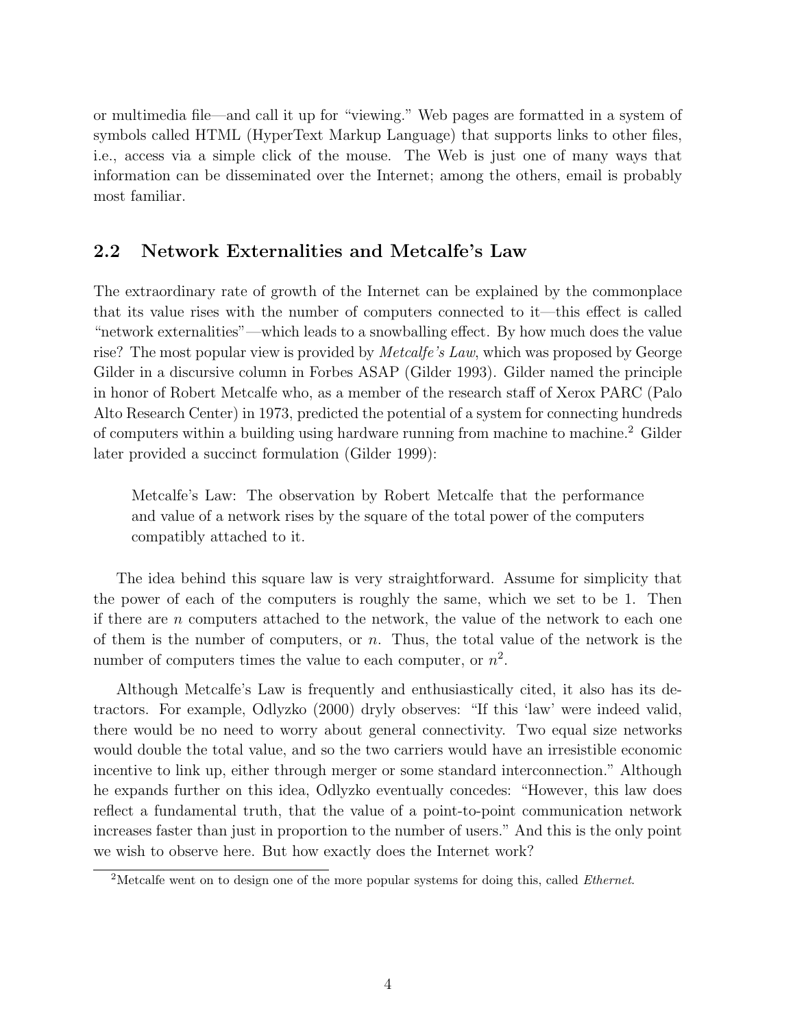or multimedia file—and call it up for "viewing." Web pages are formatted in a system of symbols called HTML (HyperText Markup Language) that supports links to other files, i.e., access via a simple click of the mouse. The Web is just one of many ways that information can be disseminated over the Internet; among the others, email is probably most familiar.

## 2.2 Network Externalities and Metcalfe's Law

The extraordinary rate of growth of the Internet can be explained by the commonplace that its value rises with the number of computers connected to it—this effect is called "network externalities"—which leads to a snowballing effect. By how much does the value rise? The most popular view is provided by *Metcalfe's Law*, which was proposed by George Gilder in a discursive column in Forbes ASAP (Gilder 1993). Gilder named the principle in honor of Robert Metcalfe who, as a member of the research staff of Xerox PARC (Palo Alto Research Center) in 1973, predicted the potential of a system for connecting hundreds of computers within a building using hardware running from machine to machine.[2] Gilder later provided a succinct formulation (Gilder 1999):

> Metcalfe's Law: The observation by Robert Metcalfe that the performance and value of a network rises by the square of the total power of the computers compatibly attached to it.

The idea behind this square law is very straightforward. Assume for simplicity that the power of each of the computers is roughly the same, which we set to be 1. Then if there are $n$ computers attached to the network, the value of the network to each one of them is the number of computers, or $n$. Thus, the total value of the network is the number of computers times the value to each computer, or $n^2$.

Although Metcalfe's Law is frequently and enthusiastically cited, it also has its detractors. For example, Odlyzko (2000) dryly observes: "If this 'law' were indeed valid, there would be no need to worry about general connectivity. Two equal size networks would double the total value, and so the two carriers would have an irresistible economic incentive to link up, either through merger or some standard interconnection." Although he expands further on this idea, Odlyzko eventually concedes: "However, this law does reflect a fundamental truth, that the value of a point-to-point communication network increases faster than just in proportion to the number of users." And this is the only point we wish to observe here. But how exactly does the Internet work?

[2] Metcalfe went on to design one of the more popular systems for doing this, called *Ethernet*.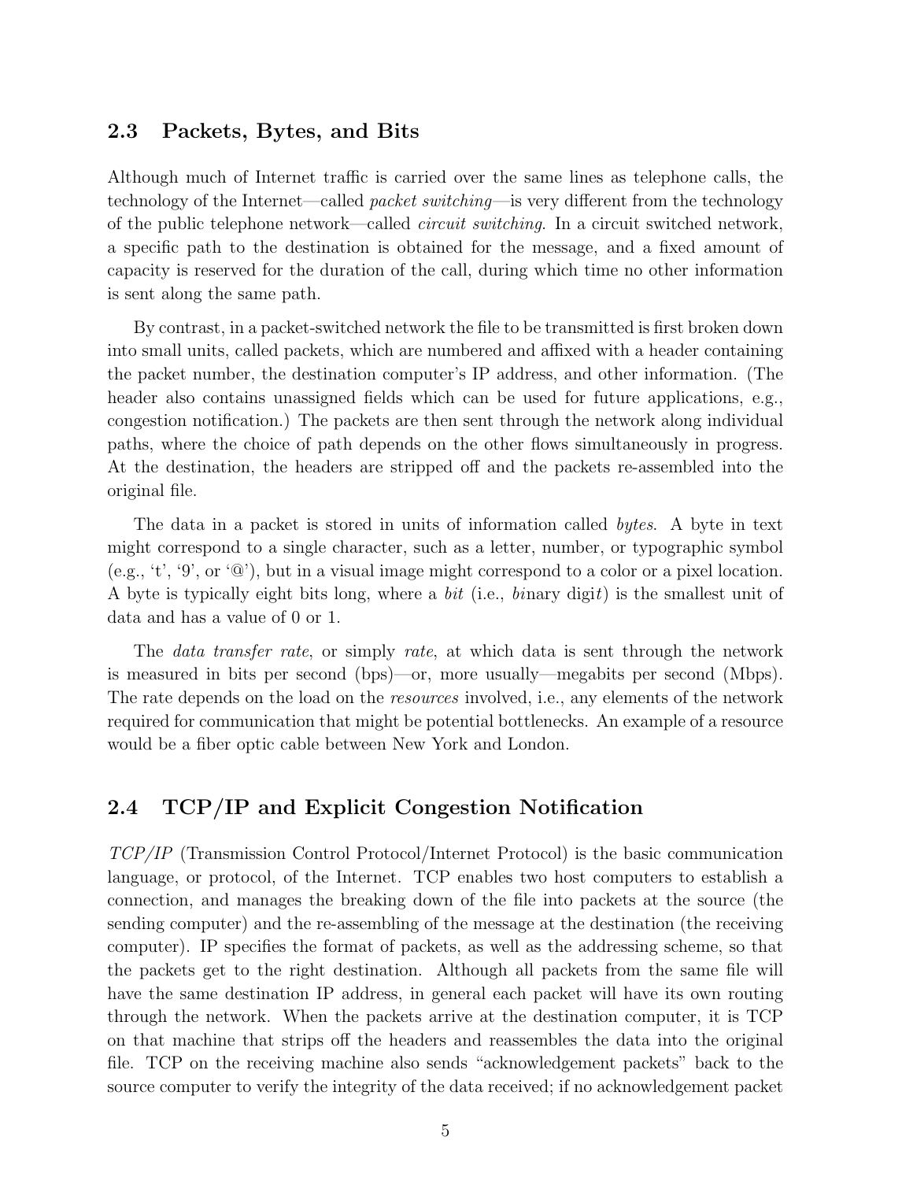## 2.3 Packets, Bytes, and Bits

Although much of Internet traffic is carried over the same lines as telephone calls, the technology of the Internet—called *packet switching*—is very different from the technology of the public telephone network—called *circuit switching*. In a circuit switched network, a specific path to the destination is obtained for the message, and a fixed amount of capacity is reserved for the duration of the call, during which time no other information is sent along the same path.

By contrast, in a packet-switched network the file to be transmitted is first broken down into small units, called packets, which are numbered and affixed with a header containing the packet number, the destination computer's IP address, and other information. (The header also contains unassigned fields which can be used for future applications, e.g., congestion notification.) The packets are then sent through the network along individual paths, where the choice of path depends on the other flows simultaneously in progress. At the destination, the headers are stripped off and the packets re-assembled into the original file.

The data in a packet is stored in units of information called *bytes*. A byte in text might correspond to a single character, such as a letter, number, or typographic symbol (e.g., 't', '9', or '@'), but in a visual image might correspond to a color or a pixel location. A byte is typically eight bits long, where a *bit* (i.e., *bi*nary digi*t*) is the smallest unit of data and has a value of 0 or 1.

The *data transfer rate*, or simply *rate*, at which data is sent through the network is measured in bits per second (bps)—or, more usually—megabits per second (Mbps). The rate depends on the load on the *resources* involved, i.e., any elements of the network required for communication that might be potential bottlenecks. An example of a resource would be a fiber optic cable between New York and London.

## 2.4 TCP/IP and Explicit Congestion Notification

*TCP/IP* (Transmission Control Protocol/Internet Protocol) is the basic communication language, or protocol, of the Internet. TCP enables two host computers to establish a connection, and manages the breaking down of the file into packets at the source (the sending computer) and the re-assembling of the message at the destination (the receiving computer). IP specifies the format of packets, as well as the addressing scheme, so that the packets get to the right destination. Although all packets from the same file will have the same destination IP address, in general each packet will have its own routing through the network. When the packets arrive at the destination computer, it is TCP on that machine that strips off the headers and reassembles the data into the original file. TCP on the receiving machine also sends "acknowledgement packets" back to the source computer to verify the integrity of the data received; if no acknowledgement packet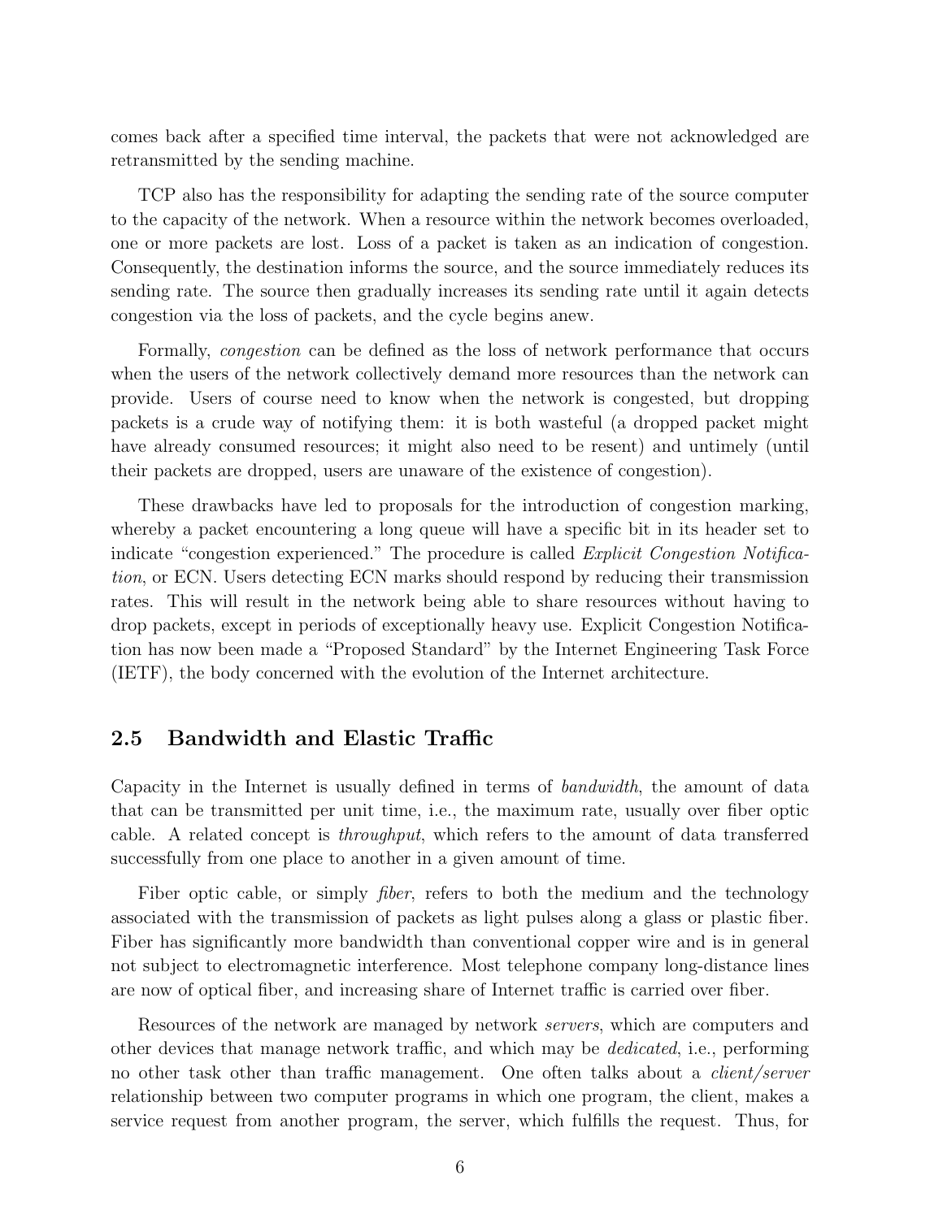comes back after a specified time interval, the packets that were not acknowledged are retransmitted by the sending machine.

TCP also has the responsibility for adapting the sending rate of the source computer to the capacity of the network. When a resource within the network becomes overloaded, one or more packets are lost. Loss of a packet is taken as an indication of congestion. Consequently, the destination informs the source, and the source immediately reduces its sending rate. The source then gradually increases its sending rate until it again detects congestion via the loss of packets, and the cycle begins anew.

Formally, *congestion* can be defined as the loss of network performance that occurs when the users of the network collectively demand more resources than the network can provide. Users of course need to know when the network is congested, but dropping packets is a crude way of notifying them: it is both wasteful (a dropped packet might have already consumed resources; it might also need to be resent) and untimely (until their packets are dropped, users are unaware of the existence of congestion).

These drawbacks have led to proposals for the introduction of congestion marking, whereby a packet encountering a long queue will have a specific bit in its header set to indicate "congestion experienced." The procedure is called *Explicit Congestion Notification*, or ECN. Users detecting ECN marks should respond by reducing their transmission rates. This will result in the network being able to share resources without having to drop packets, except in periods of exceptionally heavy use. Explicit Congestion Notification has now been made a "Proposed Standard" by the Internet Engineering Task Force (IETF), the body concerned with the evolution of the Internet architecture.

## 2.5 Bandwidth and Elastic Traffic

Capacity in the Internet is usually defined in terms of *bandwidth*, the amount of data that can be transmitted per unit time, i.e., the maximum rate, usually over fiber optic cable. A related concept is *throughput*, which refers to the amount of data transferred successfully from one place to another in a given amount of time.

Fiber optic cable, or simply *fiber*, refers to both the medium and the technology associated with the transmission of packets as light pulses along a glass or plastic fiber. Fiber has significantly more bandwidth than conventional copper wire and is in general not subject to electromagnetic interference. Most telephone company long-distance lines are now of optical fiber, and increasing share of Internet traffic is carried over fiber.

Resources of the network are managed by network *servers*, which are computers and other devices that manage network traffic, and which may be *dedicated*, i.e., performing no other task other than traffic management. One often talks about a *client/server* relationship between two computer programs in which one program, the client, makes a service request from another program, the server, which fulfills the request. Thus, for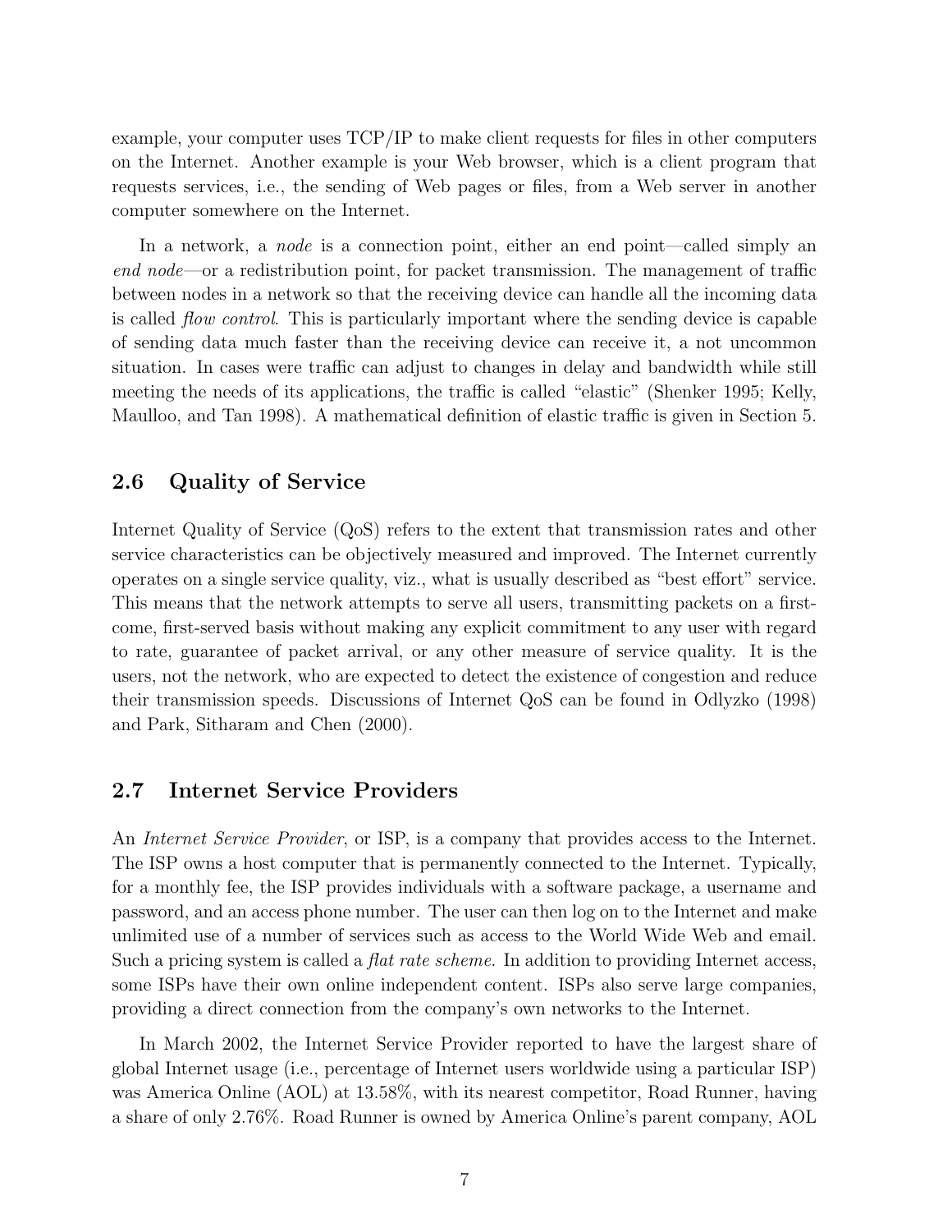example, your computer uses TCP/IP to make client requests for files in other computers on the Internet. Another example is your Web browser, which is a client program that requests services, i.e., the sending of Web pages or files, from a Web server in another computer somewhere on the Internet.

In a network, a *node* is a connection point, either an end point—called simply an *end node*—or a redistribution point, for packet transmission. The management of traffic between nodes in a network so that the receiving device can handle all the incoming data is called *flow control*. This is particularly important where the sending device is capable of sending data much faster than the receiving device can receive it, a not uncommon situation. In cases were traffic can adjust to changes in delay and bandwidth while still meeting the needs of its applications, the traffic is called "elastic" (Shenker 1995; Kelly, Maulloo, and Tan 1998). A mathematical definition of elastic traffic is given in Section 5.

## 2.6 Quality of Service

Internet Quality of Service (QoS) refers to the extent that transmission rates and other service characteristics can be objectively measured and improved. The Internet currently operates on a single service quality, viz., what is usually described as "best effort" service. This means that the network attempts to serve all users, transmitting packets on a first-come, first-served basis without making any explicit commitment to any user with regard to rate, guarantee of packet arrival, or any other measure of service quality. It is the users, not the network, who are expected to detect the existence of congestion and reduce their transmission speeds. Discussions of Internet QoS can be found in Odlyzko (1998) and Park, Sitharam and Chen (2000).

## 2.7 Internet Service Providers

An *Internet Service Provider*, or ISP, is a company that provides access to the Internet. The ISP owns a host computer that is permanently connected to the Internet. Typically, for a monthly fee, the ISP provides individuals with a software package, a username and password, and an access phone number. The user can then log on to the Internet and make unlimited use of a number of services such as access to the World Wide Web and email. Such a pricing system is called a *flat rate scheme*. In addition to providing Internet access, some ISPs have their own online independent content. ISPs also serve large companies, providing a direct connection from the company's own networks to the Internet.

In March 2002, the Internet Service Provider reported to have the largest share of global Internet usage (i.e., percentage of Internet users worldwide using a particular ISP) was America Online (AOL) at 13.58%, with its nearest competitor, Road Runner, having a share of only 2.76%. Road Runner is owned by America Online's parent company, AOL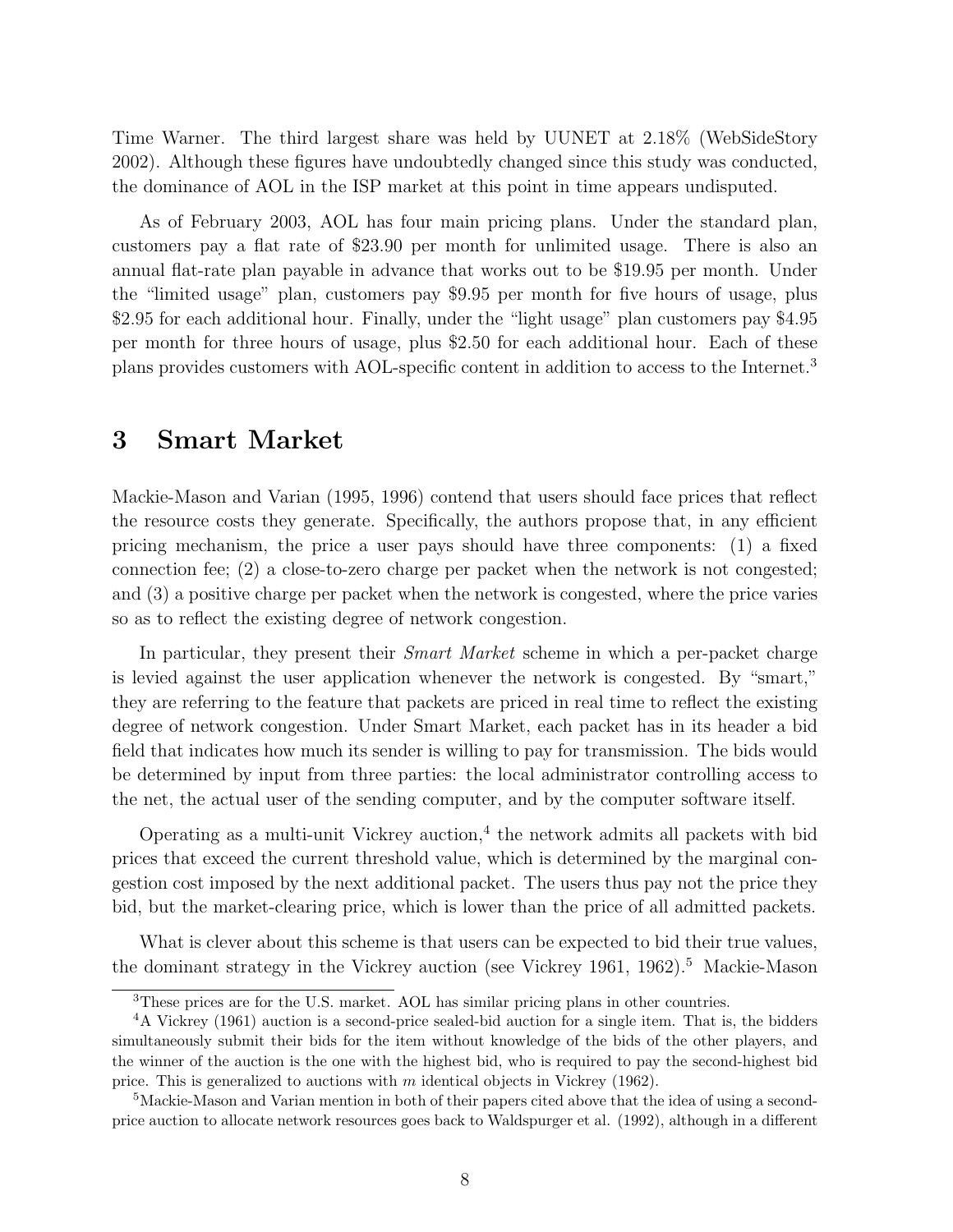Time Warner. The third largest share was held by UUNET at 2.18% (WebSideStory 2002). Although these figures have undoubtedly changed since this study was conducted, the dominance of AOL in the ISP market at this point in time appears undisputed.

As of February 2003, AOL has four main pricing plans. Under the standard plan, customers pay a flat rate of $23.90 per month for unlimited usage. There is also an annual flat-rate plan payable in advance that works out to be $19.95 per month. Under the "limited usage" plan, customers pay $9.95 per month for five hours of usage, plus $2.95 for each additional hour. Finally, under the "light usage" plan customers pay $4.95 per month for three hours of usage, plus $2.50 for each additional hour. Each of these plans provides customers with AOL-specific content in addition to access to the Internet.[3]

## 3 Smart Market

Mackie-Mason and Varian (1995, 1996) contend that users should face prices that reflect the resource costs they generate. Specifically, the authors propose that, in any efficient pricing mechanism, the price a user pays should have three components: (1) a fixed connection fee; (2) a close-to-zero charge per packet when the network is not congested; and (3) a positive charge per packet when the network is congested, where the price varies so as to reflect the existing degree of network congestion.

In particular, they present their *Smart Market* scheme in which a per-packet charge is levied against the user application whenever the network is congested. By "smart," they are referring to the feature that packets are priced in real time to reflect the existing degree of network congestion. Under Smart Market, each packet has in its header a bid field that indicates how much its sender is willing to pay for transmission. The bids would be determined by input from three parties: the local administrator controlling access to the net, the actual user of the sending computer, and by the computer software itself.

Operating as a multi-unit Vickrey auction,[4] the network admits all packets with bid prices that exceed the current threshold value, which is determined by the marginal congestion cost imposed by the next additional packet. The users thus pay not the price they bid, but the market-clearing price, which is lower than the price of all admitted packets.

What is clever about this scheme is that users can be expected to bid their true values, the dominant strategy in the Vickrey auction (see Vickrey 1961, 1962).[5] Mackie-Mason

[3] These prices are for the U.S. market. AOL has similar pricing plans in other countries.

[4] A Vickrey (1961) auction is a second-price sealed-bid auction for a single item. That is, the bidders simultaneously submit their bids for the item without knowledge of the bids of the other players, and the winner of the auction is the one with the highest bid, who is required to pay the second-highest bid price. This is generalized to auctions with $m$ identical objects in Vickrey (1962).

[5] Mackie-Mason and Varian mention in both of their papers cited above that the idea of using a second-price auction to allocate network resources goes back to Waldspurger et al. (1992), although in a different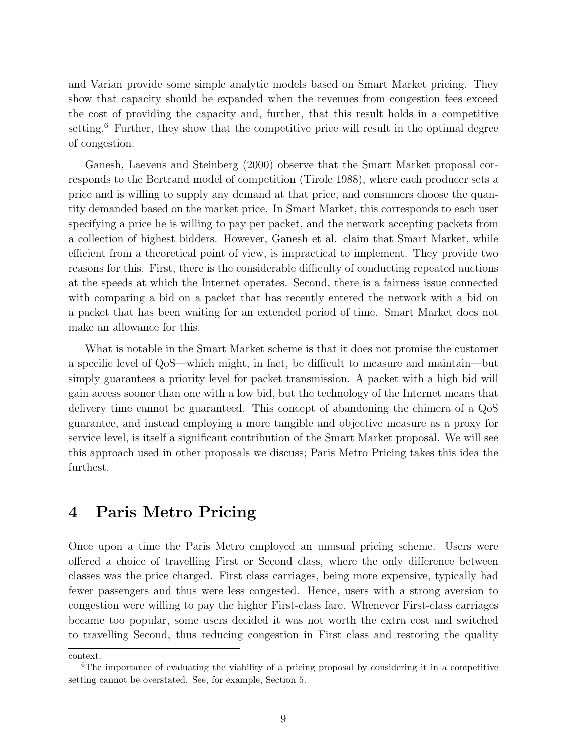and Varian provide some simple analytic models based on Smart Market pricing. They show that capacity should be expanded when the revenues from congestion fees exceed the cost of providing the capacity and, further, that this result holds in a competitive setting.[6] Further, they show that the competitive price will result in the optimal degree of congestion.

Ganesh, Laevens and Steinberg (2000) observe that the Smart Market proposal corresponds to the Bertrand model of competition (Tirole 1988), where each producer sets a price and is willing to supply any demand at that price, and consumers choose the quantity demanded based on the market price. In Smart Market, this corresponds to each user specifying a price he is willing to pay per packet, and the network accepting packets from a collection of highest bidders. However, Ganesh et al. claim that Smart Market, while efficient from a theoretical point of view, is impractical to implement. They provide two reasons for this. First, there is the considerable difficulty of conducting repeated auctions at the speeds at which the Internet operates. Second, there is a fairness issue connected with comparing a bid on a packet that has recently entered the network with a bid on a packet that has been waiting for an extended period of time. Smart Market does not make an allowance for this.

What is notable in the Smart Market scheme is that it does not promise the customer a specific level of QoS—which might, in fact, be difficult to measure and maintain—but simply guarantees a priority level for packet transmission. A packet with a high bid will gain access sooner than one with a low bid, but the technology of the Internet means that delivery time cannot be guaranteed. This concept of abandoning the chimera of a QoS guarantee, and instead employing a more tangible and objective measure as a proxy for service level, is itself a significant contribution of the Smart Market proposal. We will see this approach used in other proposals we discuss; Paris Metro Pricing takes this idea the furthest.

# 4 Paris Metro Pricing

Once upon a time the Paris Metro employed an unusual pricing scheme. Users were offered a choice of travelling First or Second class, where the only difference between classes was the price charged. First class carriages, being more expensive, typically had fewer passengers and thus were less congested. Hence, users with a strong aversion to congestion were willing to pay the higher First-class fare. Whenever First-class carriages became too popular, some users decided it was not worth the extra cost and switched to travelling Second, thus reducing congestion in First class and restoring the quality

context.

[6] The importance of evaluating the viability of a pricing proposal by considering it in a competitive setting cannot be overstated. See, for example, Section 5.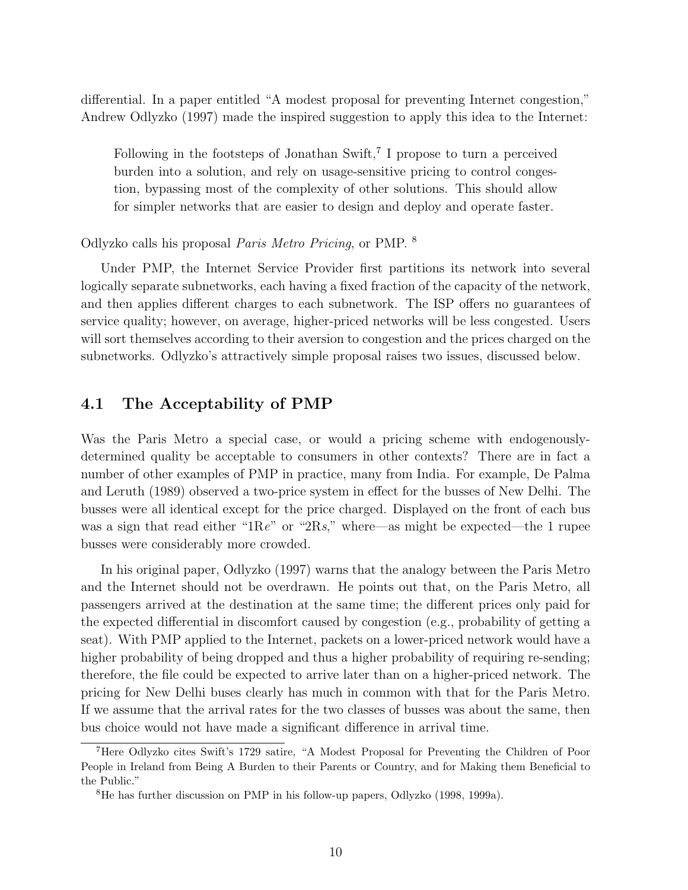differential. In a paper entitled "A modest proposal for preventing Internet congestion," Andrew Odlyzko (1997) made the inspired suggestion to apply this idea to the Internet:

> Following in the footsteps of Jonathan Swift,[7] I propose to turn a perceived burden into a solution, and rely on usage-sensitive pricing to control congestion, bypassing most of the complexity of other solutions. This should allow for simpler networks that are easier to design and deploy and operate faster.

Odlyzko calls his proposal *Paris Metro Pricing*, or PMP. [8]

Under PMP, the Internet Service Provider first partitions its network into several logically separate subnetworks, each having a fixed fraction of the capacity of the network, and then applies different charges to each subnetwork. The ISP offers no guarantees of service quality; however, on average, higher-priced networks will be less congested. Users will sort themselves according to their aversion to congestion and the prices charged on the subnetworks. Odlyzko's attractively simple proposal raises two issues, discussed below.

## 4.1 The Acceptability of PMP

Was the Paris Metro a special case, or would a pricing scheme with endogenously-determined quality be acceptable to consumers in other contexts? There are in fact a number of other examples of PMP in practice, many from India. For example, De Palma and Leruth (1989) observed a two-price system in effect for the busses of New Delhi. The busses were all identical except for the price charged. Displayed on the front of each bus was a sign that read either "1R*e*" or "2R*s*," where—as might be expected—the 1 rupee busses were considerably more crowded.

In his original paper, Odlyzko (1997) warns that the analogy between the Paris Metro and the Internet should not be overdrawn. He points out that, on the Paris Metro, all passengers arrived at the destination at the same time; the different prices only paid for the expected differential in discomfort caused by congestion (e.g., probability of getting a seat). With PMP applied to the Internet, packets on a lower-priced network would have a higher probability of being dropped and thus a higher probability of requiring re-sending; therefore, the file could be expected to arrive later than on a higher-priced network. The pricing for New Delhi buses clearly has much in common with that for the Paris Metro. If we assume that the arrival rates for the two classes of busses was about the same, then bus choice would not have made a significant difference in arrival time.

---

[7] Here Odlyzko cites Swift's 1729 satire, "A Modest Proposal for Preventing the Children of Poor People in Ireland from Being A Burden to their Parents or Country, and for Making them Beneficial to the Public."

[8] He has further discussion on PMP in his follow-up papers, Odlyzko (1998, 1999a).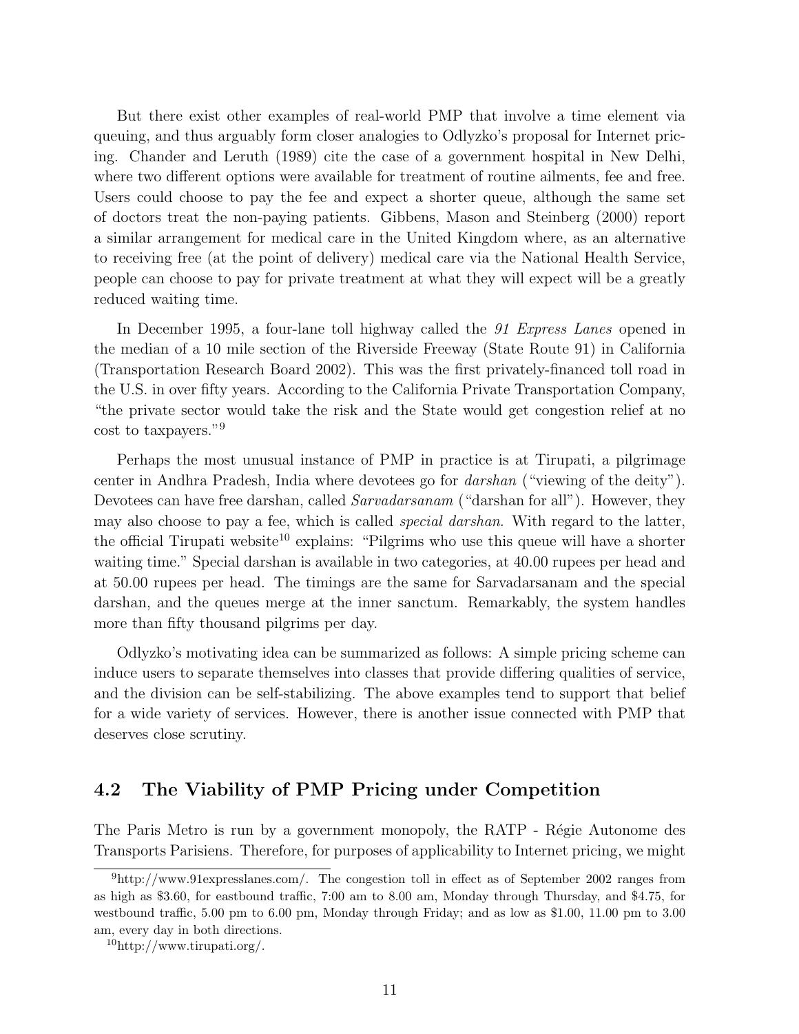But there exist other examples of real-world PMP that involve a time element via queuing, and thus arguably form closer analogies to Odlyzko's proposal for Internet pricing. Chander and Leruth (1989) cite the case of a government hospital in New Delhi, where two different options were available for treatment of routine ailments, fee and free. Users could choose to pay the fee and expect a shorter queue, although the same set of doctors treat the non-paying patients. Gibbens, Mason and Steinberg (2000) report a similar arrangement for medical care in the United Kingdom where, as an alternative to receiving free (at the point of delivery) medical care via the National Health Service, people can choose to pay for private treatment at what they will expect will be a greatly reduced waiting time.

In December 1995, a four-lane toll highway called the *91 Express Lanes* opened in the median of a 10 mile section of the Riverside Freeway (State Route 91) in California (Transportation Research Board 2002). This was the first privately-financed toll road in the U.S. in over fifty years. According to the California Private Transportation Company, "the private sector would take the risk and the State would get congestion relief at no cost to taxpayers."[9]

Perhaps the most unusual instance of PMP in practice is at Tirupati, a pilgrimage center in Andhra Pradesh, India where devotees go for *darshan* ("viewing of the deity"). Devotees can have free darshan, called *Sarvadarsanam* ("darshan for all"). However, they may also choose to pay a fee, which is called *special darshan*. With regard to the latter, the official Tirupati website[10] explains: "Pilgrims who use this queue will have a shorter waiting time." Special darshan is available in two categories, at 40.00 rupees per head and at 50.00 rupees per head. The timings are the same for Sarvadarsanam and the special darshan, and the queues merge at the inner sanctum. Remarkably, the system handles more than fifty thousand pilgrims per day.

Odlyzko's motivating idea can be summarized as follows: A simple pricing scheme can induce users to separate themselves into classes that provide differing qualities of service, and the division can be self-stabilizing. The above examples tend to support that belief for a wide variety of services. However, there is another issue connected with PMP that deserves close scrutiny.

## 4.2 The Viability of PMP Pricing under Competition

The Paris Metro is run by a government monopoly, the RATP - Régie Autonome des Transports Parisiens. Therefore, for purposes of applicability to Internet pricing, we might

[9] http://www.91expresslanes.com/. The congestion toll in effect as of September 2002 ranges from as high as \$3.60, for eastbound traffic, 7:00 am to 8.00 am, Monday through Thursday, and \$4.75, for westbound traffic, 5.00 pm to 6.00 pm, Monday through Friday; and as low as \$1.00, 11.00 pm to 3.00 am, every day in both directions.

[10] http://www.tirupati.org/.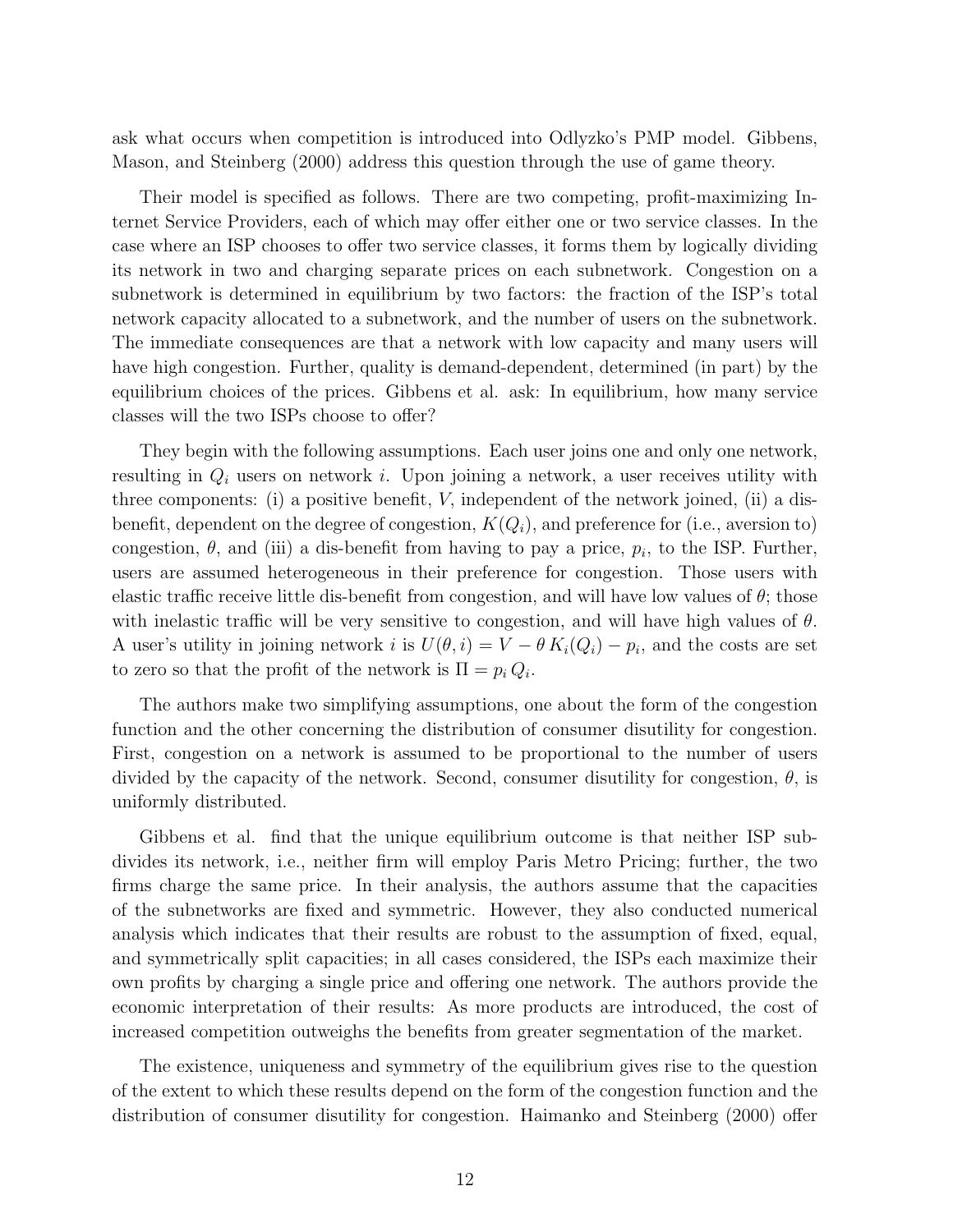ask what occurs when competition is introduced into Odlyzko's PMP model. Gibbens, Mason, and Steinberg (2000) address this question through the use of game theory.

Their model is specified as follows. There are two competing, profit-maximizing Internet Service Providers, each of which may offer either one or two service classes. In the case where an ISP chooses to offer two service classes, it forms them by logically dividing its network in two and charging separate prices on each subnetwork. Congestion on a subnetwork is determined in equilibrium by two factors: the fraction of the ISP's total network capacity allocated to a subnetwork, and the number of users on the subnetwork. The immediate consequences are that a network with low capacity and many users will have high congestion. Further, quality is demand-dependent, determined (in part) by the equilibrium choices of the prices. Gibbens et al. ask: In equilibrium, how many service classes will the two ISPs choose to offer?

They begin with the following assumptions. Each user joins one and only one network, resulting in $Q_i$ users on network $i$. Upon joining a network, a user receives utility with three components: (i) a positive benefit, $V$, independent of the network joined, (ii) a dis-benefit, dependent on the degree of congestion, $K(Q_i)$, and preference for (i.e., aversion to) congestion, $\theta$, and (iii) a dis-benefit from having to pay a price, $p_i$, to the ISP. Further, users are assumed heterogeneous in their preference for congestion. Those users with elastic traffic receive little dis-benefit from congestion, and will have low values of $\theta$; those with inelastic traffic will be very sensitive to congestion, and will have high values of $\theta$. A user's utility in joining network $i$ is $U(\theta, i) = V - \theta\, K_i(Q_i) - p_i$, and the costs are set to zero so that the profit of the network is $\Pi = p_i\, Q_i$.

The authors make two simplifying assumptions, one about the form of the congestion function and the other concerning the distribution of consumer disutility for congestion. First, congestion on a network is assumed to be proportional to the number of users divided by the capacity of the network. Second, consumer disutility for congestion, $\theta$, is uniformly distributed.

Gibbens et al. find that the unique equilibrium outcome is that neither ISP subdivides its network, i.e., neither firm will employ Paris Metro Pricing; further, the two firms charge the same price. In their analysis, the authors assume that the capacities of the subnetworks are fixed and symmetric. However, they also conducted numerical analysis which indicates that their results are robust to the assumption of fixed, equal, and symmetrically split capacities; in all cases considered, the ISPs each maximize their own profits by charging a single price and offering one network. The authors provide the economic interpretation of their results: As more products are introduced, the cost of increased competition outweighs the benefits from greater segmentation of the market.

The existence, uniqueness and symmetry of the equilibrium gives rise to the question of the extent to which these results depend on the form of the congestion function and the distribution of consumer disutility for congestion. Haimanko and Steinberg (2000) offer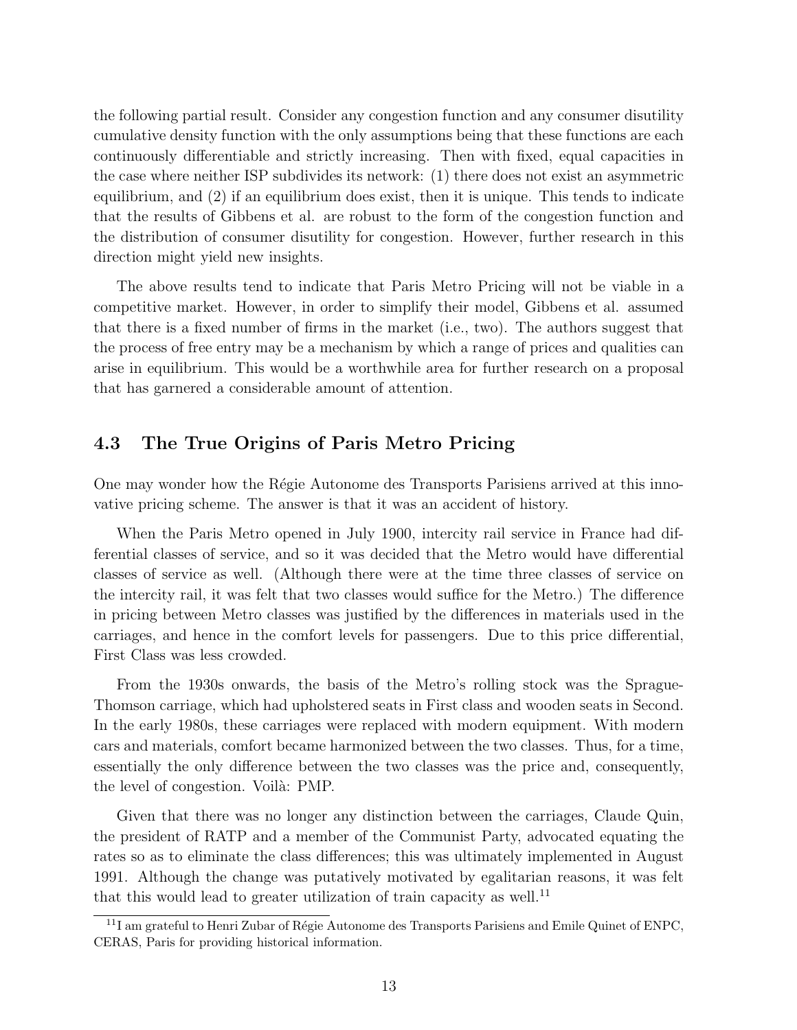the following partial result. Consider any congestion function and any consumer disutility cumulative density function with the only assumptions being that these functions are each continuously differentiable and strictly increasing. Then with fixed, equal capacities in the case where neither ISP subdivides its network: (1) there does not exist an asymmetric equilibrium, and (2) if an equilibrium does exist, then it is unique. This tends to indicate that the results of Gibbens et al. are robust to the form of the congestion function and the distribution of consumer disutility for congestion. However, further research in this direction might yield new insights.

The above results tend to indicate that Paris Metro Pricing will not be viable in a competitive market. However, in order to simplify their model, Gibbens et al. assumed that there is a fixed number of firms in the market (i.e., two). The authors suggest that the process of free entry may be a mechanism by which a range of prices and qualities can arise in equilibrium. This would be a worthwhile area for further research on a proposal that has garnered a considerable amount of attention.

### 4.3 The True Origins of Paris Metro Pricing

One may wonder how the Régie Autonome des Transports Parisiens arrived at this innovative pricing scheme. The answer is that it was an accident of history.

When the Paris Metro opened in July 1900, intercity rail service in France had differential classes of service, and so it was decided that the Metro would have differential classes of service as well. (Although there were at the time three classes of service on the intercity rail, it was felt that two classes would suffice for the Metro.) The difference in pricing between Metro classes was justified by the differences in materials used in the carriages, and hence in the comfort levels for passengers. Due to this price differential, First Class was less crowded.

From the 1930s onwards, the basis of the Metro's rolling stock was the Sprague-Thomson carriage, which had upholstered seats in First class and wooden seats in Second. In the early 1980s, these carriages were replaced with modern equipment. With modern cars and materials, comfort became harmonized between the two classes. Thus, for a time, essentially the only difference between the two classes was the price and, consequently, the level of congestion. Voilà: PMP.

Given that there was no longer any distinction between the carriages, Claude Quin, the president of RATP and a member of the Communist Party, advocated equating the rates so as to eliminate the class differences; this was ultimately implemented in August 1991. Although the change was putatively motivated by egalitarian reasons, it was felt that this would lead to greater utilization of train capacity as well.[11]

[11] I am grateful to Henri Zubar of Régie Autonome des Transports Parisiens and Emile Quinet of ENPC, CERAS, Paris for providing historical information.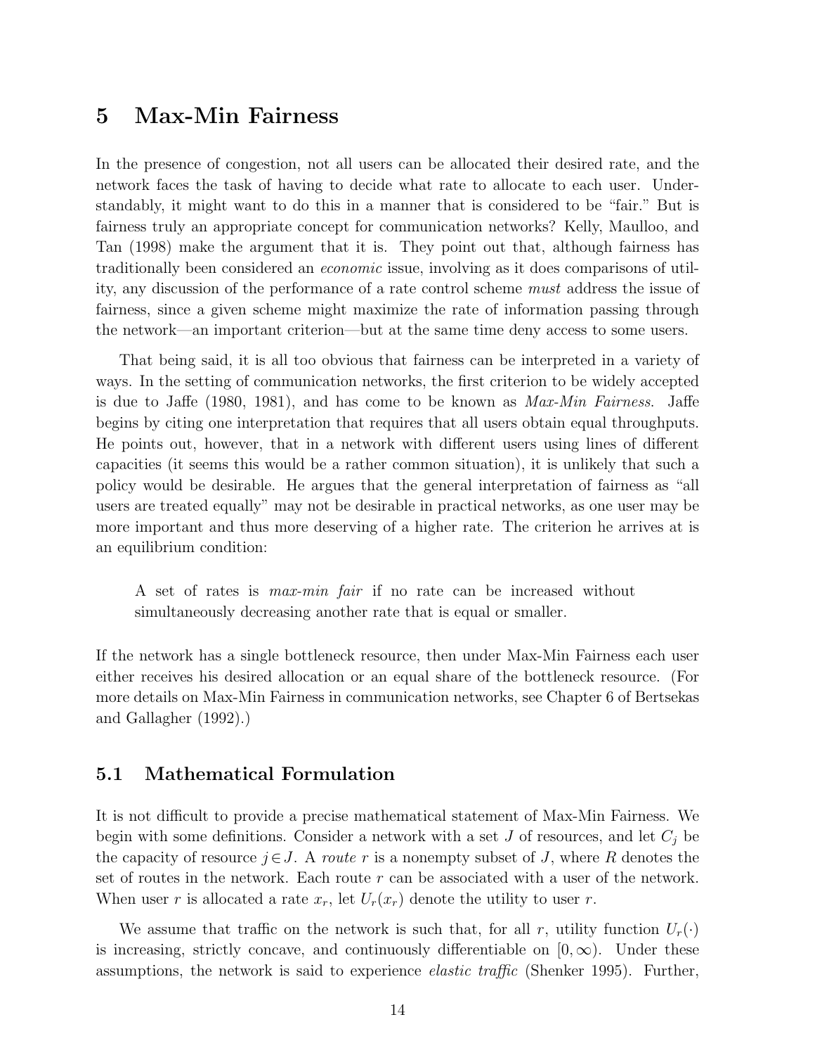# 5 Max-Min Fairness

In the presence of congestion, not all users can be allocated their desired rate, and the network faces the task of having to decide what rate to allocate to each user. Understandably, it might want to do this in a manner that is considered to be "fair." But is fairness truly an appropriate concept for communication networks? Kelly, Maulloo, and Tan (1998) make the argument that it is. They point out that, although fairness has traditionally been considered an *economic* issue, involving as it does comparisons of utility, any discussion of the performance of a rate control scheme *must* address the issue of fairness, since a given scheme might maximize the rate of information passing through the network—an important criterion—but at the same time deny access to some users.

That being said, it is all too obvious that fairness can be interpreted in a variety of ways. In the setting of communication networks, the first criterion to be widely accepted is due to Jaffe (1980, 1981), and has come to be known as *Max-Min Fairness*. Jaffe begins by citing one interpretation that requires that all users obtain equal throughputs. He points out, however, that in a network with different users using lines of different capacities (it seems this would be a rather common situation), it is unlikely that such a policy would be desirable. He argues that the general interpretation of fairness as "all users are treated equally" may not be desirable in practical networks, as one user may be more important and thus more deserving of a higher rate. The criterion he arrives at is an equilibrium condition:

> A set of rates is *max-min fair* if no rate can be increased without simultaneously decreasing another rate that is equal or smaller.

If the network has a single bottleneck resource, then under Max-Min Fairness each user either receives his desired allocation or an equal share of the bottleneck resource. (For more details on Max-Min Fairness in communication networks, see Chapter 6 of Bertsekas and Gallagher (1992).)

## 5.1 Mathematical Formulation

It is not difficult to provide a precise mathematical statement of Max-Min Fairness. We begin with some definitions. Consider a network with a set $J$ of resources, and let $C_j$ be the capacity of resource $j \in J$. A *route* $r$ is a nonempty subset of $J$, where $R$ denotes the set of routes in the network. Each route $r$ can be associated with a user of the network. When user $r$ is allocated a rate $x_r$, let $U_r(x_r)$ denote the utility to user $r$.

We assume that traffic on the network is such that, for all $r$, utility function $U_r(\cdot)$ is increasing, strictly concave, and continuously differentiable on $[0, \infty)$. Under these assumptions, the network is said to experience *elastic traffic* (Shenker 1995). Further,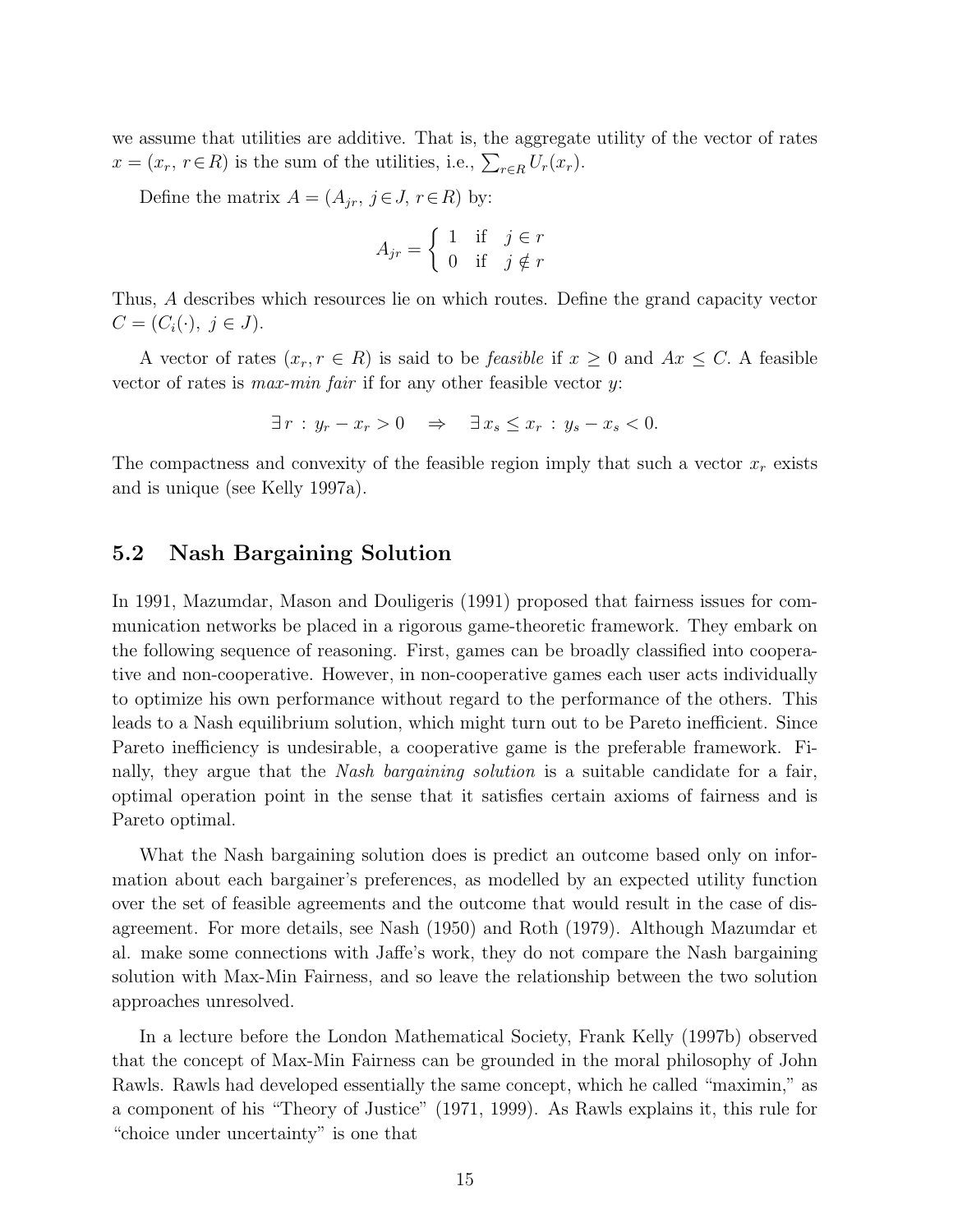we assume that utilities are additive. That is, the aggregate utility of the vector of rates $x = (x_r,\ r \in R)$ is the sum of the utilities, i.e., $\sum_{r \in R} U_r(x_r)$.

Define the matrix $A = (A_{jr},\ j \in J,\ r \in R)$ by:

$$A_{jr} = \begin{cases} 1 & \text{if} \quad j \in r \\ 0 & \text{if} \quad j \notin r \end{cases}$$

Thus, $A$ describes which resources lie on which routes. Define the grand capacity vector $C = (C_i(\cdot),\ j \in J)$.

A vector of rates $(x_r, r \in R)$ is said to be *feasible* if $x \geq 0$ and $Ax \leq C$. A feasible vector of rates is *max-min fair* if for any other feasible vector $y$:

$$\exists\, r \,:\, y_r - x_r > 0 \quad \Rightarrow \quad \exists\, x_s \leq x_r \,:\, y_s - x_s < 0.$$

The compactness and convexity of the feasible region imply that such a vector $x_r$ exists and is unique (see Kelly 1997a).

## 5.2 Nash Bargaining Solution

In 1991, Mazumdar, Mason and Douligeris (1991) proposed that fairness issues for communication networks be placed in a rigorous game-theoretic framework. They embark on the following sequence of reasoning. First, games can be broadly classified into cooperative and non-cooperative. However, in non-cooperative games each user acts individually to optimize his own performance without regard to the performance of the others. This leads to a Nash equilibrium solution, which might turn out to be Pareto inefficient. Since Pareto inefficiency is undesirable, a cooperative game is the preferable framework. Finally, they argue that the *Nash bargaining solution* is a suitable candidate for a fair, optimal operation point in the sense that it satisfies certain axioms of fairness and is Pareto optimal.

What the Nash bargaining solution does is predict an outcome based only on information about each bargainer's preferences, as modelled by an expected utility function over the set of feasible agreements and the outcome that would result in the case of disagreement. For more details, see Nash (1950) and Roth (1979). Although Mazumdar et al. make some connections with Jaffe's work, they do not compare the Nash bargaining solution with Max-Min Fairness, and so leave the relationship between the two solution approaches unresolved.

In a lecture before the London Mathematical Society, Frank Kelly (1997b) observed that the concept of Max-Min Fairness can be grounded in the moral philosophy of John Rawls. Rawls had developed essentially the same concept, which he called "maximin," as a component of his "Theory of Justice" (1971, 1999). As Rawls explains it, this rule for "choice under uncertainty" is one that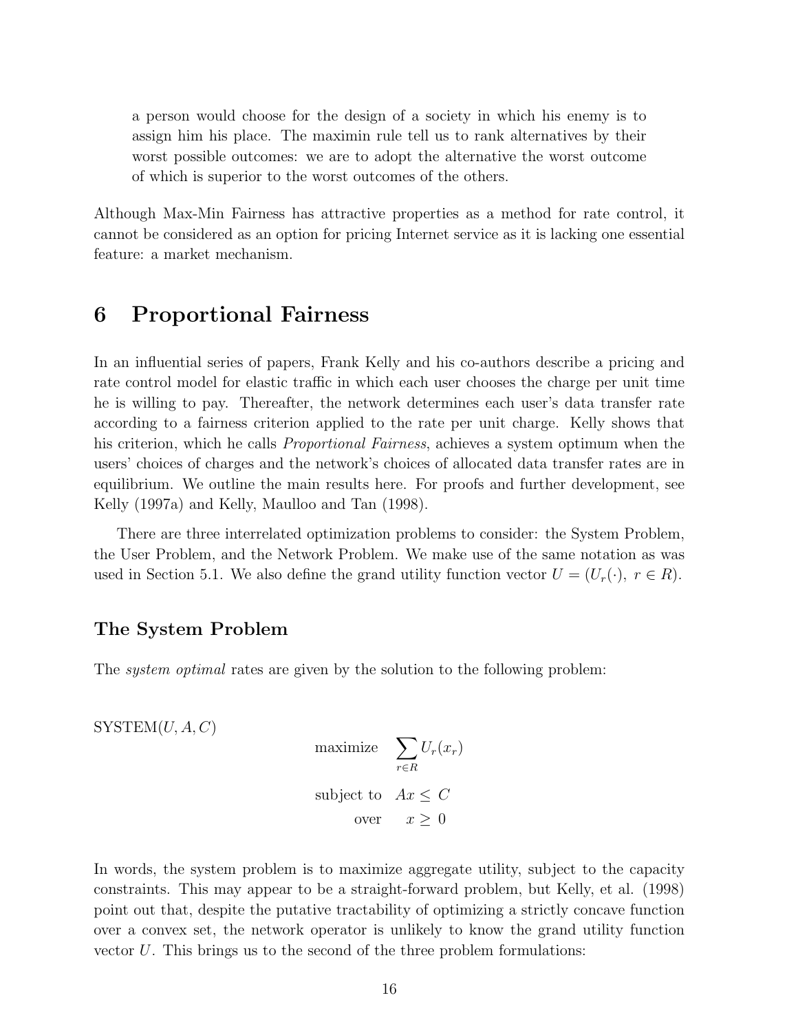> a person would choose for the design of a society in which his enemy is to assign him his place. The maximin rule tell us to rank alternatives by their worst possible outcomes: we are to adopt the alternative the worst outcome of which is superior to the worst outcomes of the others.

Although Max-Min Fairness has attractive properties as a method for rate control, it cannot be considered as an option for pricing Internet service as it is lacking one essential feature: a market mechanism.

# 6 Proportional Fairness

In an influential series of papers, Frank Kelly and his co-authors describe a pricing and rate control model for elastic traffic in which each user chooses the charge per unit time he is willing to pay. Thereafter, the network determines each user's data transfer rate according to a fairness criterion applied to the rate per unit charge. Kelly shows that his criterion, which he calls *Proportional Fairness*, achieves a system optimum when the users' choices of charges and the network's choices of allocated data transfer rates are in equilibrium. We outline the main results here. For proofs and further development, see Kelly (1997a) and Kelly, Maulloo and Tan (1998).

There are three interrelated optimization problems to consider: the System Problem, the User Problem, and the Network Problem. We make use of the same notation as was used in Section 5.1. We also define the grand utility function vector $U = (U_r(\cdot),\ r \in R)$.

### The System Problem

The *system optimal* rates are given by the solution to the following problem:

SYSTEM$(U, A, C)$

$$
\begin{aligned}
\text{maximize} \quad & \sum_{r \in R} U_r(x_r) \\
\text{subject to} \quad & Ax \leq C \\
\text{over} \quad & x \geq 0
\end{aligned}
$$

In words, the system problem is to maximize aggregate utility, subject to the capacity constraints. This may appear to be a straight-forward problem, but Kelly, et al. (1998) point out that, despite the putative tractability of optimizing a strictly concave function over a convex set, the network operator is unlikely to know the grand utility function vector $U$. This brings us to the second of the three problem formulations: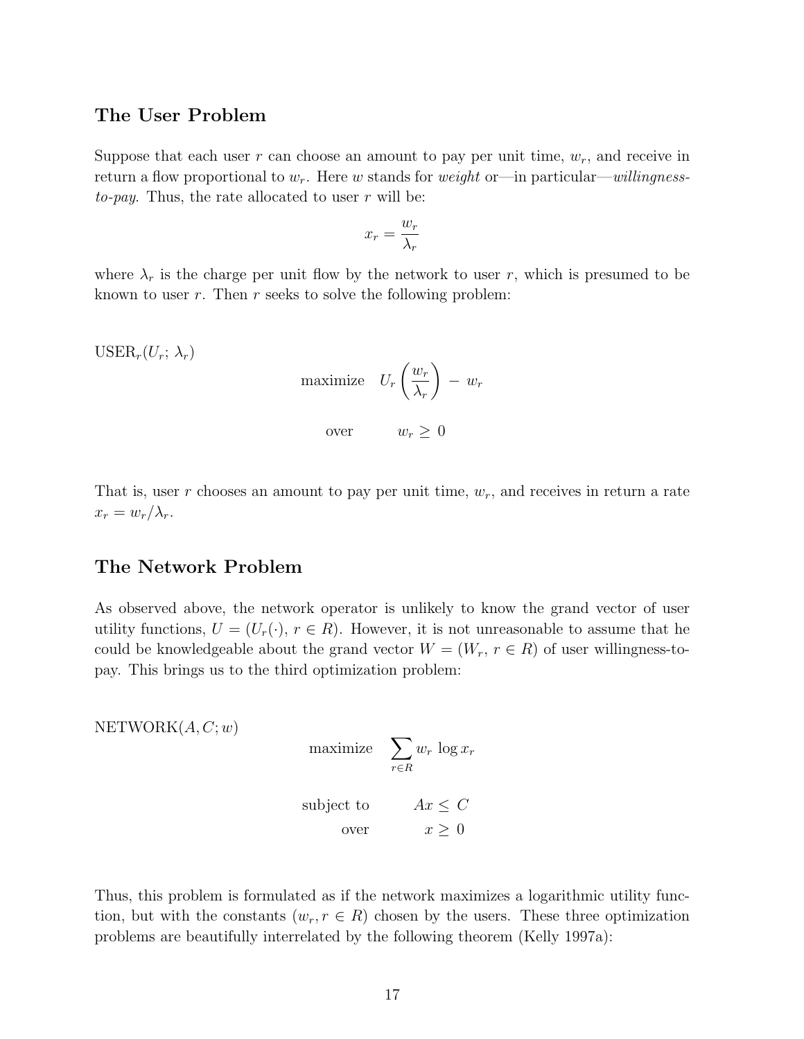## The User Problem

Suppose that each user $r$ can choose an amount to pay per unit time, $w_r$, and receive in return a flow proportional to $w_r$. Here $w$ stands for *weight* or—in particular—*willingness-to-pay*. Thus, the rate allocated to user $r$ will be:

$$x_r = \frac{w_r}{\lambda_r}$$

where $\lambda_r$ is the charge per unit flow by the network to user $r$, which is presumed to be known to user $r$. Then $r$ seeks to solve the following problem:

$\text{USER}_r(U_r;\, \lambda_r)$

$$\begin{aligned} \text{maximize} \quad & U_r\left(\frac{w_r}{\lambda_r}\right) - w_r \\ \text{over} \quad & w_r \geq 0 \end{aligned}$$

That is, user $r$ chooses an amount to pay per unit time, $w_r$, and receives in return a rate $x_r = w_r/\lambda_r$.

## The Network Problem

As observed above, the network operator is unlikely to know the grand vector of user utility functions, $U = (U_r(\cdot),\, r \in R)$. However, it is not unreasonable to assume that he could be knowledgeable about the grand vector $W = (W_r,\, r \in R)$ of user willingness-to-pay. This brings us to the third optimization problem:

$\text{NETWORK}(A, C; w)$

$$\begin{aligned} \text{maximize} \quad & \sum_{r \in R} w_r \log x_r \\ \text{subject to} \quad & Ax \leq C \\ \text{over} \quad & x \geq 0 \end{aligned}$$

Thus, this problem is formulated as if the network maximizes a logarithmic utility function, but with the constants $(w_r, r \in R)$ chosen by the users. These three optimization problems are beautifully interrelated by the following theorem (Kelly 1997a):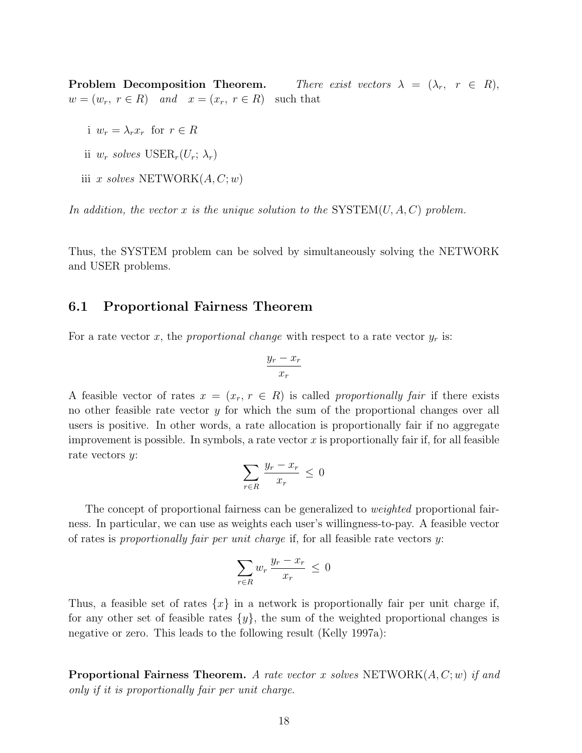**Problem Decomposition Theorem.** *There exist vectors* $\lambda = (\lambda_r,\ r \in R)$, $w = (w_r,\ r \in R)$ *and* $x = (x_r,\ r \in R)$ such that

i $w_r = \lambda_r x_r$ for $r \in R$

ii $w_r$ *solves* $\text{USER}_r(U_r;\, \lambda_r)$

iii $x$ *solves* $\text{NETWORK}(A, C; w)$

*In addition, the vector $x$ is the unique solution to the* SYSTEM$(U, A, C)$ *problem.*

Thus, the SYSTEM problem can be solved by simultaneously solving the NETWORK and USER problems.

## 6.1 Proportional Fairness Theorem

For a rate vector $x$, the *proportional change* with respect to a rate vector $y_r$ is:

$$\frac{y_r - x_r}{x_r}$$

A feasible vector of rates $x = (x_r, r \in R)$ is called *proportionally fair* if there exists no other feasible rate vector $y$ for which the sum of the proportional changes over all users is positive. In other words, a rate allocation is proportionally fair if no aggregate improvement is possible. In symbols, a rate vector $x$ is proportionally fair if, for all feasible rate vectors $y$:

$$\sum_{r \in R} \frac{y_r - x_r}{x_r} \leq 0$$

The concept of proportional fairness can be generalized to *weighted* proportional fairness. In particular, we can use as weights each user's willingness-to-pay. A feasible vector of rates is *proportionally fair per unit charge* if, for all feasible rate vectors $y$:

$$\sum_{r \in R} w_r \frac{y_r - x_r}{x_r} \leq 0$$

Thus, a feasible set of rates $\{x\}$ in a network is proportionally fair per unit charge if, for any other set of feasible rates $\{y\}$, the sum of the weighted proportional changes is negative or zero. This leads to the following result (Kelly 1997a):

**Proportional Fairness Theorem.** *A rate vector $x$ solves* NETWORK$(A, C; w)$ *if and only if it is proportionally fair per unit charge.*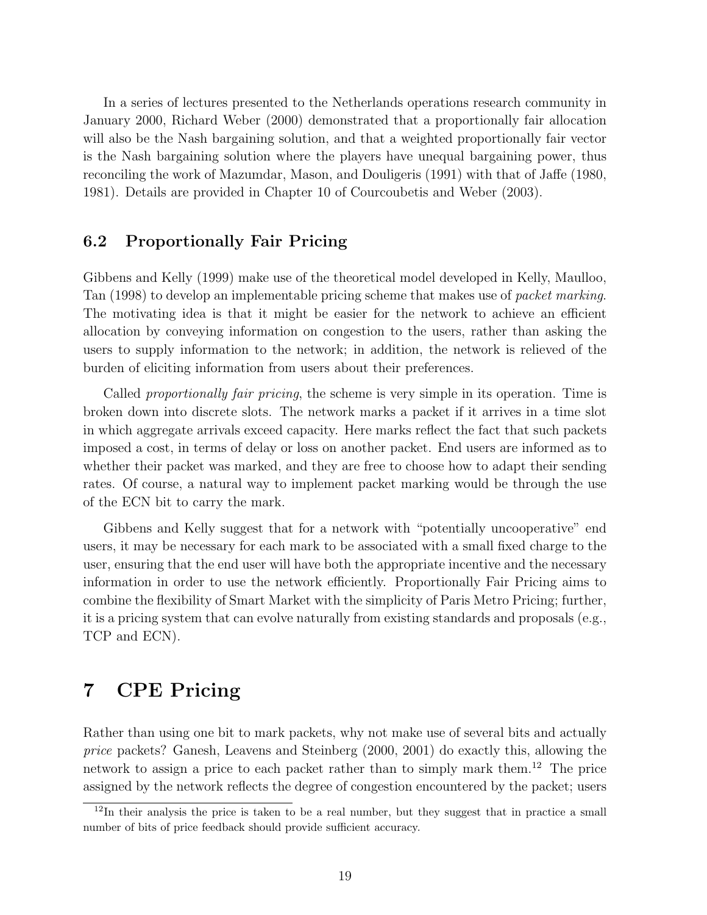In a series of lectures presented to the Netherlands operations research community in January 2000, Richard Weber (2000) demonstrated that a proportionally fair allocation will also be the Nash bargaining solution, and that a weighted proportionally fair vector is the Nash bargaining solution where the players have unequal bargaining power, thus reconciling the work of Mazumdar, Mason, and Douligeris (1991) with that of Jaffe (1980, 1981). Details are provided in Chapter 10 of Courcoubetis and Weber (2003).

### 6.2 Proportionally Fair Pricing

Gibbens and Kelly (1999) make use of the theoretical model developed in Kelly, Maulloo, Tan (1998) to develop an implementable pricing scheme that makes use of *packet marking*. The motivating idea is that it might be easier for the network to achieve an efficient allocation by conveying information on congestion to the users, rather than asking the users to supply information to the network; in addition, the network is relieved of the burden of eliciting information from users about their preferences.

Called *proportionally fair pricing*, the scheme is very simple in its operation. Time is broken down into discrete slots. The network marks a packet if it arrives in a time slot in which aggregate arrivals exceed capacity. Here marks reflect the fact that such packets imposed a cost, in terms of delay or loss on another packet. End users are informed as to whether their packet was marked, and they are free to choose how to adapt their sending rates. Of course, a natural way to implement packet marking would be through the use of the ECN bit to carry the mark.

Gibbens and Kelly suggest that for a network with "potentially uncooperative" end users, it may be necessary for each mark to be associated with a small fixed charge to the user, ensuring that the end user will have both the appropriate incentive and the necessary information in order to use the network efficiently. Proportionally Fair Pricing aims to combine the flexibility of Smart Market with the simplicity of Paris Metro Pricing; further, it is a pricing system that can evolve naturally from existing standards and proposals (e.g., TCP and ECN).

## 7 CPE Pricing

Rather than using one bit to mark packets, why not make use of several bits and actually *price* packets? Ganesh, Leavens and Steinberg (2000, 2001) do exactly this, allowing the network to assign a price to each packet rather than to simply mark them.[12] The price assigned by the network reflects the degree of congestion encountered by the packet; users

[12] In their analysis the price is taken to be a real number, but they suggest that in practice a small number of bits of price feedback should provide sufficient accuracy.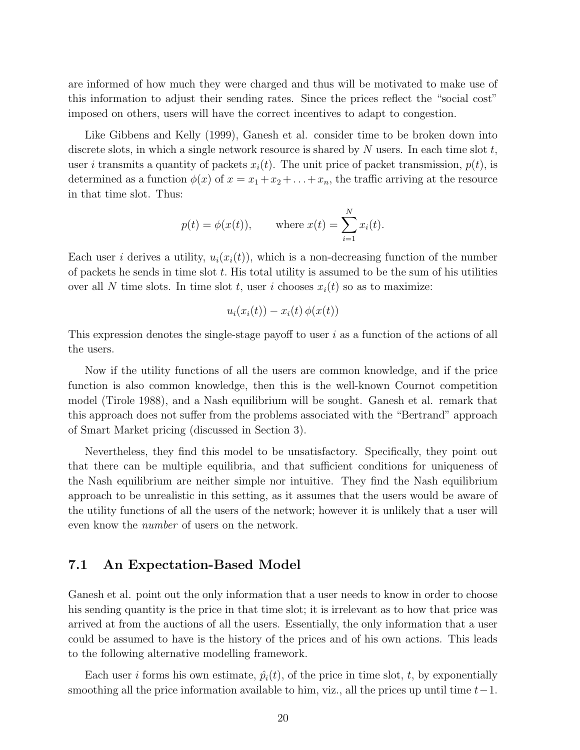are informed of how much they were charged and thus will be motivated to make use of this information to adjust their sending rates. Since the prices reflect the "social cost" imposed on others, users will have the correct incentives to adapt to congestion.

Like Gibbens and Kelly (1999), Ganesh et al. consider time to be broken down into discrete slots, in which a single network resource is shared by $N$ users. In each time slot $t$, user $i$ transmits a quantity of packets $x_i(t)$. The unit price of packet transmission, $p(t)$, is determined as a function $\phi(x)$ of $x = x_1 + x_2 + \ldots + x_n$, the traffic arriving at the resource in that time slot. Thus:

$$p(t) = \phi(x(t)), \qquad \text{where } x(t) = \sum_{i=1}^{N} x_i(t).$$

Each user $i$ derives a utility, $u_i(x_i(t))$, which is a non-decreasing function of the number of packets he sends in time slot $t$. His total utility is assumed to be the sum of his utilities over all $N$ time slots. In time slot $t$, user $i$ chooses $x_i(t)$ so as to maximize:

$$u_i(x_i(t)) - x_i(t)\,\phi(x(t))$$

This expression denotes the single-stage payoff to user $i$ as a function of the actions of all the users.

Now if the utility functions of all the users are common knowledge, and if the price function is also common knowledge, then this is the well-known Cournot competition model (Tirole 1988), and a Nash equilibrium will be sought. Ganesh et al. remark that this approach does not suffer from the problems associated with the "Bertrand" approach of Smart Market pricing (discussed in Section 3).

Nevertheless, they find this model to be unsatisfactory. Specifically, they point out that there can be multiple equilibria, and that sufficient conditions for uniqueness of the Nash equilibrium are neither simple nor intuitive. They find the Nash equilibrium approach to be unrealistic in this setting, as it assumes that the users would be aware of the utility functions of all the users of the network; however it is unlikely that a user will even know the *number* of users on the network.

## 7.1 An Expectation-Based Model

Ganesh et al. point out the only information that a user needs to know in order to choose his sending quantity is the price in that time slot; it is irrelevant as to how that price was arrived at from the auctions of all the users. Essentially, the only information that a user could be assumed to have is the history of the prices and of his own actions. This leads to the following alternative modelling framework.

Each user $i$ forms his own estimate, $\hat{p}_i(t)$, of the price in time slot, $t$, by exponentially smoothing all the price information available to him, viz., all the prices up until time $t-1$.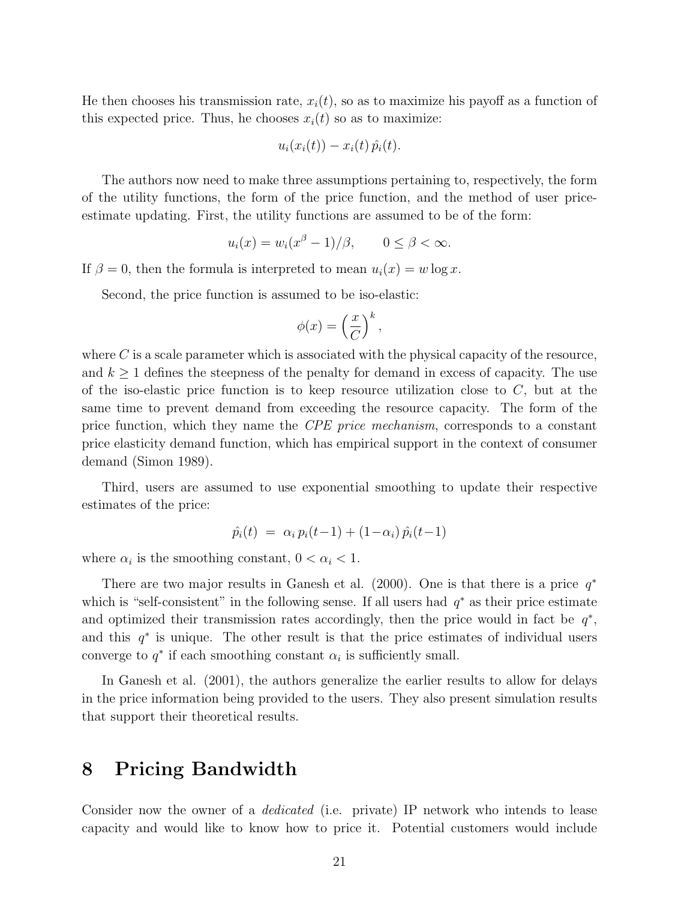He then chooses his transmission rate, $x_i(t)$, so as to maximize his payoff as a function of this expected price. Thus, he chooses $x_i(t)$ so as to maximize:

$$u_i(x_i(t)) - x_i(t)\,\hat{p}_i(t).$$

The authors now need to make three assumptions pertaining to, respectively, the form of the utility functions, the form of the price function, and the method of user price-estimate updating. First, the utility functions are assumed to be of the form:

$$u_i(x) = w_i(x^\beta - 1)/\beta, \qquad 0 \leq \beta < \infty.$$

If $\beta = 0$, then the formula is interpreted to mean $u_i(x) = w \log x$.

Second, the price function is assumed to be iso-elastic:

$$\phi(x) = \left(\frac{x}{C}\right)^k,$$

where $C$ is a scale parameter which is associated with the physical capacity of the resource, and $k \geq 1$ defines the steepness of the penalty for demand in excess of capacity. The use of the iso-elastic price function is to keep resource utilization close to $C$, but at the same time to prevent demand from exceeding the resource capacity. The form of the price function, which they name the *CPE price mechanism*, corresponds to a constant price elasticity demand function, which has empirical support in the context of consumer demand (Simon 1989).

Third, users are assumed to use exponential smoothing to update their respective estimates of the price:

$$\hat{p}_i(t) \;=\; \alpha_i\, p_i(t-1) + (1-\alpha_i)\,\hat{p}_i(t-1)$$

where $\alpha_i$ is the smoothing constant, $0 < \alpha_i < 1$.

There are two major results in Ganesh et al. (2000). One is that there is a price $q^*$ which is "self-consistent" in the following sense. If all users had $q^*$ as their price estimate and optimized their transmission rates accordingly, then the price would in fact be $q^*$, and this $q^*$ is unique. The other result is that the price estimates of individual users converge to $q^*$ if each smoothing constant $\alpha_i$ is sufficiently small.

In Ganesh et al. (2001), the authors generalize the earlier results to allow for delays in the price information being provided to the users. They also present simulation results that support their theoretical results.

# 8 Pricing Bandwidth

Consider now the owner of a *dedicated* (i.e. private) IP network who intends to lease capacity and would like to know how to price it. Potential customers would include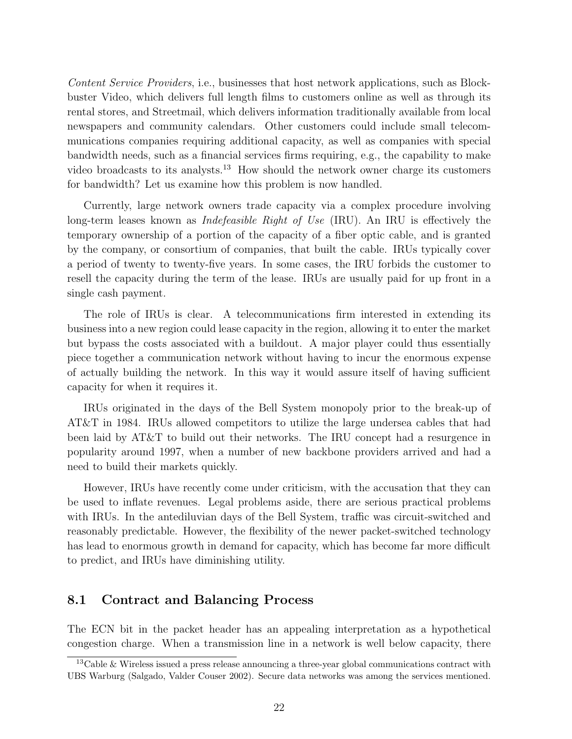*Content Service Providers*, i.e., businesses that host network applications, such as Blockbuster Video, which delivers full length films to customers online as well as through its rental stores, and Streetmail, which delivers information traditionally available from local newspapers and community calendars. Other customers could include small telecommunications companies requiring additional capacity, as well as companies with special bandwidth needs, such as a financial services firms requiring, e.g., the capability to make video broadcasts to its analysts.[13] How should the network owner charge its customers for bandwidth? Let us examine how this problem is now handled.

Currently, large network owners trade capacity via a complex procedure involving long-term leases known as *Indefeasible Right of Use* (IRU). An IRU is effectively the temporary ownership of a portion of the capacity of a fiber optic cable, and is granted by the company, or consortium of companies, that built the cable. IRUs typically cover a period of twenty to twenty-five years. In some cases, the IRU forbids the customer to resell the capacity during the term of the lease. IRUs are usually paid for up front in a single cash payment.

The role of IRUs is clear. A telecommunications firm interested in extending its business into a new region could lease capacity in the region, allowing it to enter the market but bypass the costs associated with a buildout. A major player could thus essentially piece together a communication network without having to incur the enormous expense of actually building the network. In this way it would assure itself of having sufficient capacity for when it requires it.

IRUs originated in the days of the Bell System monopoly prior to the break-up of AT&T in 1984. IRUs allowed competitors to utilize the large undersea cables that had been laid by AT&T to build out their networks. The IRU concept had a resurgence in popularity around 1997, when a number of new backbone providers arrived and had a need to build their markets quickly.

However, IRUs have recently come under criticism, with the accusation that they can be used to inflate revenues. Legal problems aside, there are serious practical problems with IRUs. In the antediluvian days of the Bell System, traffic was circuit-switched and reasonably predictable. However, the flexibility of the newer packet-switched technology has lead to enormous growth in demand for capacity, which has become far more difficult to predict, and IRUs have diminishing utility.

## 8.1 Contract and Balancing Process

The ECN bit in the packet header has an appealing interpretation as a hypothetical congestion charge. When a transmission line in a network is well below capacity, there

[13] Cable & Wireless issued a press release announcing a three-year global communications contract with UBS Warburg (Salgado, Valder Couser 2002). Secure data networks was among the services mentioned.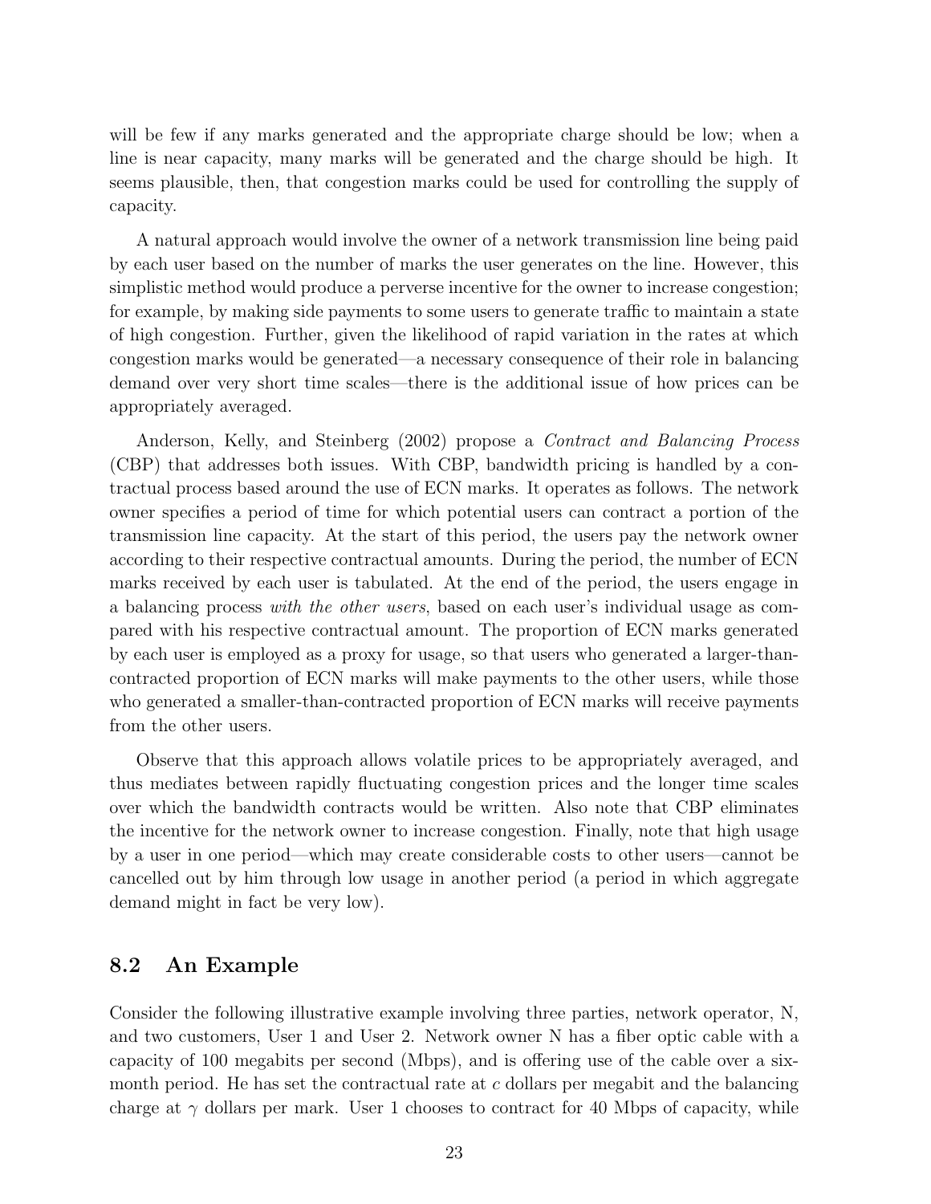will be few if any marks generated and the appropriate charge should be low; when a line is near capacity, many marks will be generated and the charge should be high. It seems plausible, then, that congestion marks could be used for controlling the supply of capacity.

A natural approach would involve the owner of a network transmission line being paid by each user based on the number of marks the user generates on the line. However, this simplistic method would produce a perverse incentive for the owner to increase congestion; for example, by making side payments to some users to generate traffic to maintain a state of high congestion. Further, given the likelihood of rapid variation in the rates at which congestion marks would be generated—a necessary consequence of their role in balancing demand over very short time scales—there is the additional issue of how prices can be appropriately averaged.

Anderson, Kelly, and Steinberg (2002) propose a *Contract and Balancing Process* (CBP) that addresses both issues. With CBP, bandwidth pricing is handled by a contractual process based around the use of ECN marks. It operates as follows. The network owner specifies a period of time for which potential users can contract a portion of the transmission line capacity. At the start of this period, the users pay the network owner according to their respective contractual amounts. During the period, the number of ECN marks received by each user is tabulated. At the end of the period, the users engage in a balancing process *with the other users*, based on each user's individual usage as compared with his respective contractual amount. The proportion of ECN marks generated by each user is employed as a proxy for usage, so that users who generated a larger-than-contracted proportion of ECN marks will make payments to the other users, while those who generated a smaller-than-contracted proportion of ECN marks will receive payments from the other users.

Observe that this approach allows volatile prices to be appropriately averaged, and thus mediates between rapidly fluctuating congestion prices and the longer time scales over which the bandwidth contracts would be written. Also note that CBP eliminates the incentive for the network owner to increase congestion. Finally, note that high usage by a user in one period—which may create considerable costs to other users—cannot be cancelled out by him through low usage in another period (a period in which aggregate demand might in fact be very low).

## 8.2 An Example

Consider the following illustrative example involving three parties, network operator, N, and two customers, User 1 and User 2. Network owner N has a fiber optic cable with a capacity of 100 megabits per second (Mbps), and is offering use of the cable over a six-month period. He has set the contractual rate at $c$ dollars per megabit and the balancing charge at $\gamma$ dollars per mark. User 1 chooses to contract for 40 Mbps of capacity, while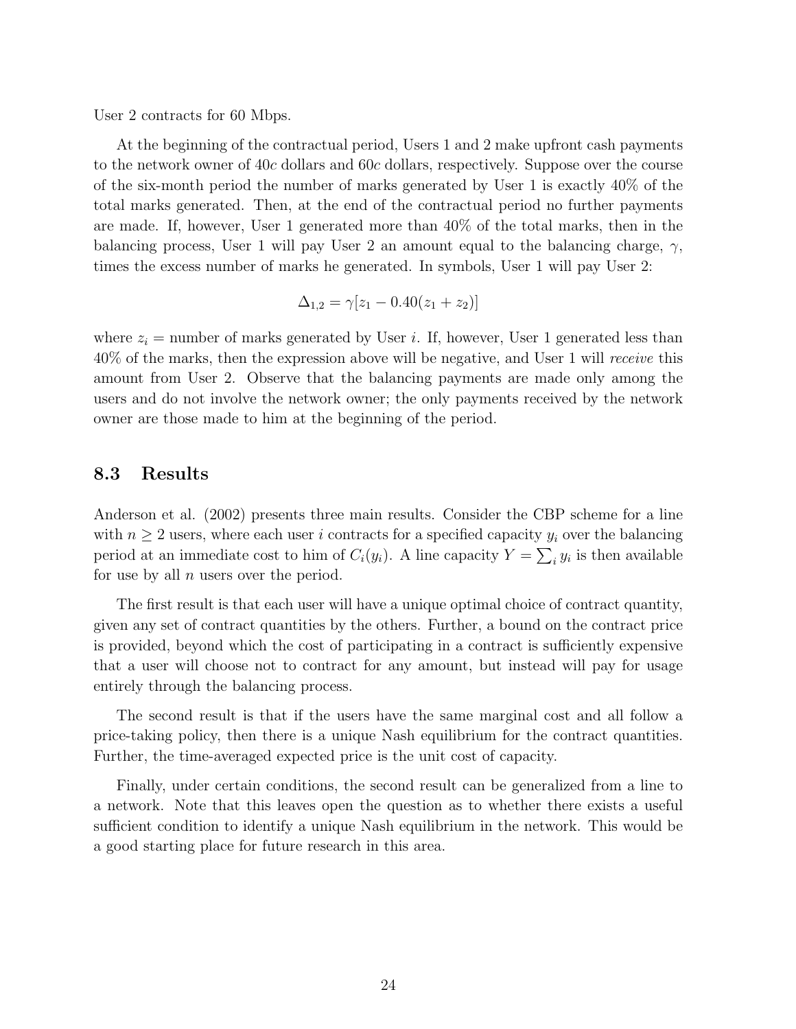User 2 contracts for 60 Mbps.

At the beginning of the contractual period, Users 1 and 2 make upfront cash payments to the network owner of $40c$ dollars and $60c$ dollars, respectively. Suppose over the course of the six-month period the number of marks generated by User 1 is exactly 40% of the total marks generated. Then, at the end of the contractual period no further payments are made. If, however, User 1 generated more than 40% of the total marks, then in the balancing process, User 1 will pay User 2 an amount equal to the balancing charge, $\gamma$, times the excess number of marks he generated. In symbols, User 1 will pay User 2:

$$\Delta_{1,2} = \gamma[z_1 - 0.40(z_1 + z_2)]$$

where $z_i$ = number of marks generated by User $i$. If, however, User 1 generated less than 40% of the marks, then the expression above will be negative, and User 1 will *receive* this amount from User 2. Observe that the balancing payments are made only among the users and do not involve the network owner; the only payments received by the network owner are those made to him at the beginning of the period.

## 8.3 Results

Anderson et al. (2002) presents three main results. Consider the CBP scheme for a line with $n \geq 2$ users, where each user $i$ contracts for a specified capacity $y_i$ over the balancing period at an immediate cost to him of $C_i(y_i)$. A line capacity $Y = \sum_i y_i$ is then available for use by all $n$ users over the period.

The first result is that each user will have a unique optimal choice of contract quantity, given any set of contract quantities by the others. Further, a bound on the contract price is provided, beyond which the cost of participating in a contract is sufficiently expensive that a user will choose not to contract for any amount, but instead will pay for usage entirely through the balancing process.

The second result is that if the users have the same marginal cost and all follow a price-taking policy, then there is a unique Nash equilibrium for the contract quantities. Further, the time-averaged expected price is the unit cost of capacity.

Finally, under certain conditions, the second result can be generalized from a line to a network. Note that this leaves open the question as to whether there exists a useful sufficient condition to identify a unique Nash equilibrium in the network. This would be a good starting place for future research in this area.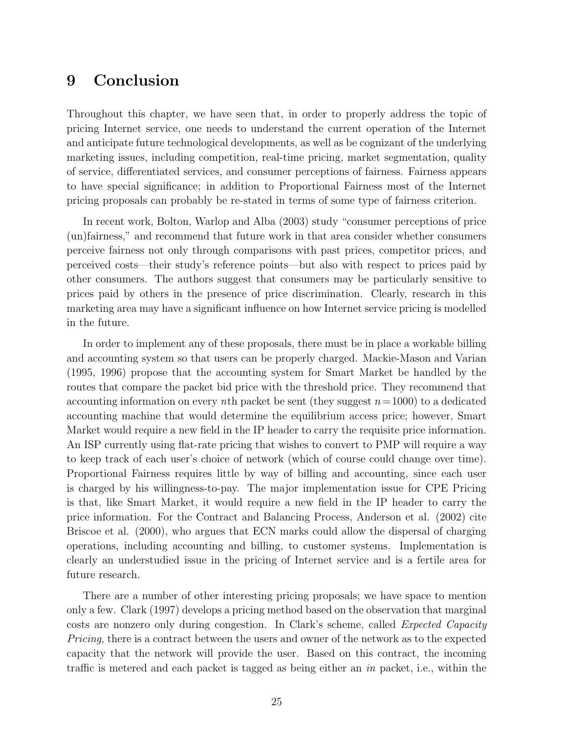# 9 Conclusion

Throughout this chapter, we have seen that, in order to properly address the topic of pricing Internet service, one needs to understand the current operation of the Internet and anticipate future technological developments, as well as be cognizant of the underlying marketing issues, including competition, real-time pricing, market segmentation, quality of service, differentiated services, and consumer perceptions of fairness. Fairness appears to have special significance; in addition to Proportional Fairness most of the Internet pricing proposals can probably be re-stated in terms of some type of fairness criterion.

In recent work, Bolton, Warlop and Alba (2003) study "consumer perceptions of price (un)fairness," and recommend that future work in that area consider whether consumers perceive fairness not only through comparisons with past prices, competitor prices, and perceived costs—their study's reference points—but also with respect to prices paid by other consumers. The authors suggest that consumers may be particularly sensitive to prices paid by others in the presence of price discrimination. Clearly, research in this marketing area may have a significant influence on how Internet service pricing is modelled in the future.

In order to implement any of these proposals, there must be in place a workable billing and accounting system so that users can be properly charged. Mackie-Mason and Varian (1995, 1996) propose that the accounting system for Smart Market be handled by the routes that compare the packet bid price with the threshold price. They recommend that accounting information on every $n$th packet be sent (they suggest $n = 1000$) to a dedicated accounting machine that would determine the equilibrium access price; however, Smart Market would require a new field in the IP header to carry the requisite price information. An ISP currently using flat-rate pricing that wishes to convert to PMP will require a way to keep track of each user's choice of network (which of course could change over time). Proportional Fairness requires little by way of billing and accounting, since each user is charged by his willingness-to-pay. The major implementation issue for CPE Pricing is that, like Smart Market, it would require a new field in the IP header to carry the price information. For the Contract and Balancing Process, Anderson et al. (2002) cite Briscoe et al. (2000), who argues that ECN marks could allow the dispersal of charging operations, including accounting and billing, to customer systems. Implementation is clearly an understudied issue in the pricing of Internet service and is a fertile area for future research.

There are a number of other interesting pricing proposals; we have space to mention only a few. Clark (1997) develops a pricing method based on the observation that marginal costs are nonzero only during congestion. In Clark's scheme, called *Expected Capacity Pricing*, there is a contract between the users and owner of the network as to the expected capacity that the network will provide the user. Based on this contract, the incoming traffic is metered and each packet is tagged as being either an *in* packet, i.e., within the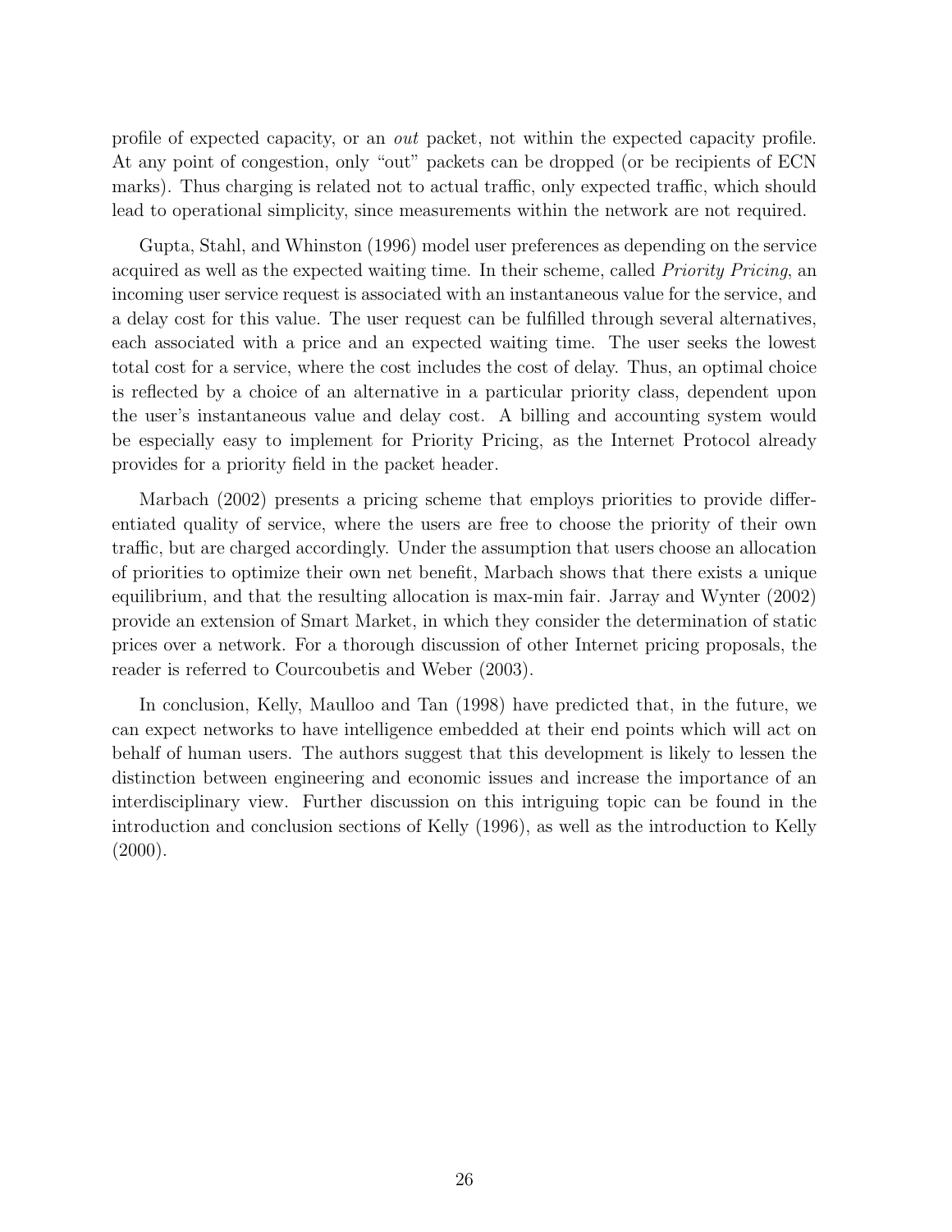profile of expected capacity, or an *out* packet, not within the expected capacity profile. At any point of congestion, only "out" packets can be dropped (or be recipients of ECN marks). Thus charging is related not to actual traffic, only expected traffic, which should lead to operational simplicity, since measurements within the network are not required.

Gupta, Stahl, and Whinston (1996) model user preferences as depending on the service acquired as well as the expected waiting time. In their scheme, called *Priority Pricing*, an incoming user service request is associated with an instantaneous value for the service, and a delay cost for this value. The user request can be fulfilled through several alternatives, each associated with a price and an expected waiting time. The user seeks the lowest total cost for a service, where the cost includes the cost of delay. Thus, an optimal choice is reflected by a choice of an alternative in a particular priority class, dependent upon the user's instantaneous value and delay cost. A billing and accounting system would be especially easy to implement for Priority Pricing, as the Internet Protocol already provides for a priority field in the packet header.

Marbach (2002) presents a pricing scheme that employs priorities to provide differentiated quality of service, where the users are free to choose the priority of their own traffic, but are charged accordingly. Under the assumption that users choose an allocation of priorities to optimize their own net benefit, Marbach shows that there exists a unique equilibrium, and that the resulting allocation is max-min fair. Jarray and Wynter (2002) provide an extension of Smart Market, in which they consider the determination of static prices over a network. For a thorough discussion of other Internet pricing proposals, the reader is referred to Courcoubetis and Weber (2003).

In conclusion, Kelly, Maulloo and Tan (1998) have predicted that, in the future, we can expect networks to have intelligence embedded at their end points which will act on behalf of human users. The authors suggest that this development is likely to lessen the distinction between engineering and economic issues and increase the importance of an interdisciplinary view. Further discussion on this intriguing topic can be found in the introduction and conclusion sections of Kelly (1996), as well as the introduction to Kelly (2000).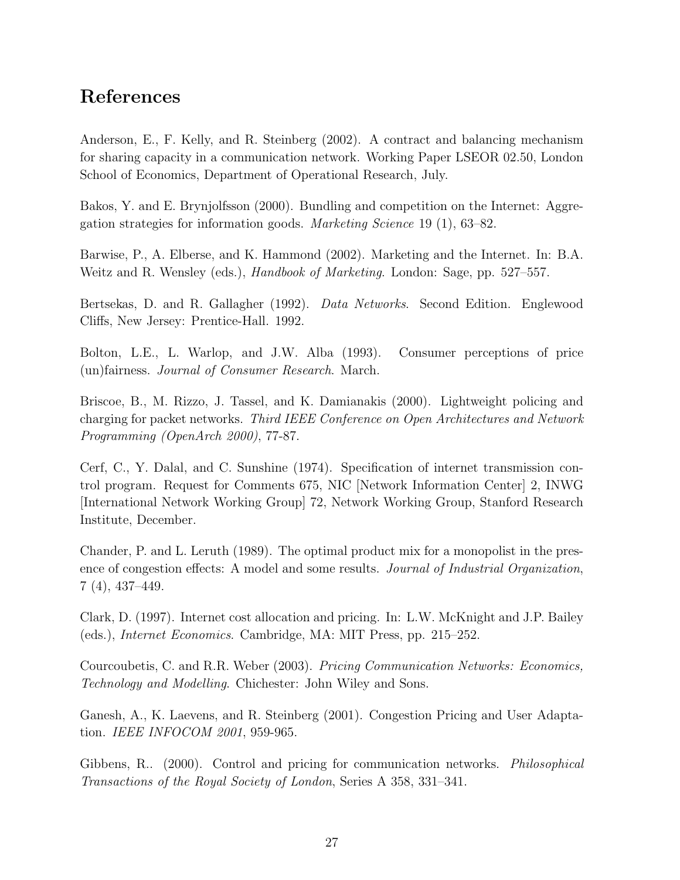# References

Anderson, E., F. Kelly, and R. Steinberg (2002). A contract and balancing mechanism for sharing capacity in a communication network. Working Paper LSEOR 02.50, London School of Economics, Department of Operational Research, July.

Bakos, Y. and E. Brynjolfsson (2000). Bundling and competition on the Internet: Aggregation strategies for information goods. *Marketing Science* 19 (1), 63–82.

Barwise, P., A. Elberse, and K. Hammond (2002). Marketing and the Internet. In: B.A. Weitz and R. Wensley (eds.), *Handbook of Marketing*. London: Sage, pp. 527–557.

Bertsekas, D. and R. Gallagher (1992). *Data Networks*. Second Edition. Englewood Cliffs, New Jersey: Prentice-Hall. 1992.

Bolton, L.E., L. Warlop, and J.W. Alba (1993). Consumer perceptions of price (un)fairness. *Journal of Consumer Research*. March.

Briscoe, B., M. Rizzo, J. Tassel, and K. Damianakis (2000). Lightweight policing and charging for packet networks. *Third IEEE Conference on Open Architectures and Network Programming (OpenArch 2000)*, 77-87.

Cerf, C., Y. Dalal, and C. Sunshine (1974). Specification of internet transmission control program. Request for Comments 675, NIC [Network Information Center] 2, INWG [International Network Working Group] 72, Network Working Group, Stanford Research Institute, December.

Chander, P. and L. Leruth (1989). The optimal product mix for a monopolist in the presence of congestion effects: A model and some results. *Journal of Industrial Organization*, 7 (4), 437–449.

Clark, D. (1997). Internet cost allocation and pricing. In: L.W. McKnight and J.P. Bailey (eds.), *Internet Economics*. Cambridge, MA: MIT Press, pp. 215–252.

Courcoubetis, C. and R.R. Weber (2003). *Pricing Communication Networks: Economics, Technology and Modelling*. Chichester: John Wiley and Sons.

Ganesh, A., K. Laevens, and R. Steinberg (2001). Congestion Pricing and User Adaptation. *IEEE INFOCOM 2001*, 959-965.

Gibbens, R.. (2000). Control and pricing for communication networks. *Philosophical Transactions of the Royal Society of London*, Series A 358, 331–341.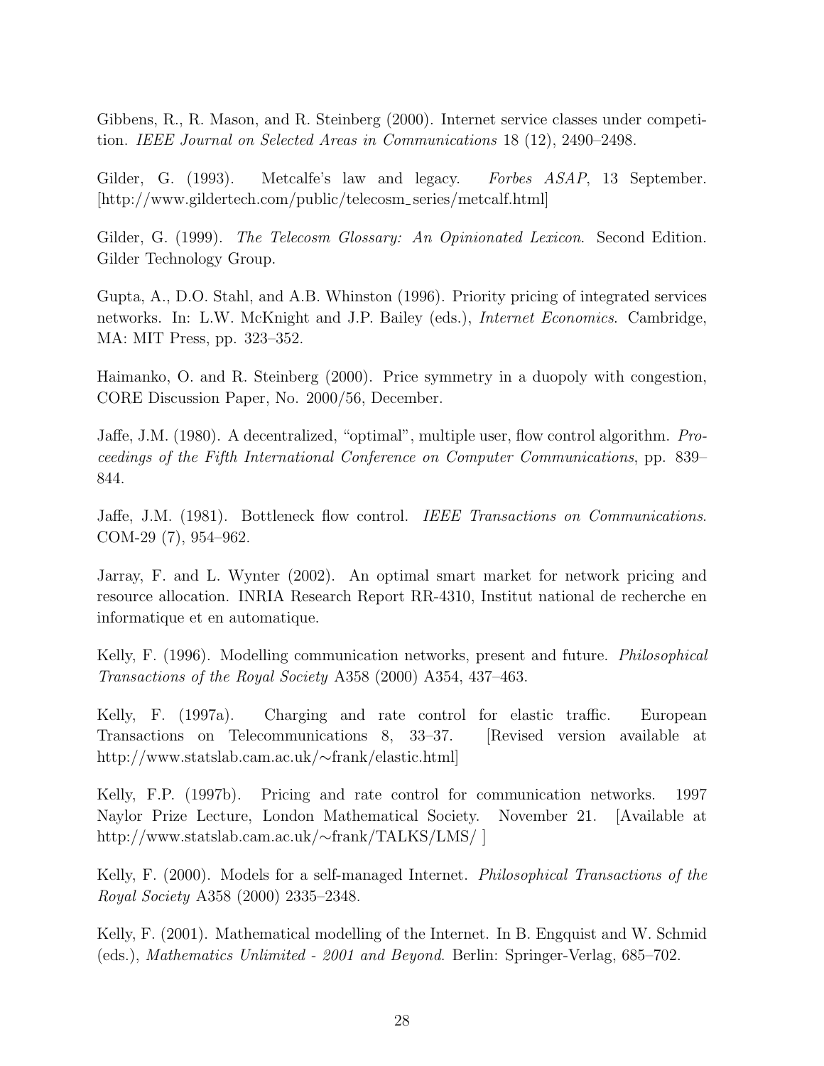Gibbens, R., R. Mason, and R. Steinberg (2000). Internet service classes under competition. *IEEE Journal on Selected Areas in Communications* 18 (12), 2490–2498.

Gilder, G. (1993). Metcalfe's law and legacy. *Forbes ASAP*, 13 September. [http://www.gildertech.com/public/telecosm_series/metcalf.html]

Gilder, G. (1999). *The Telecosm Glossary: An Opinionated Lexicon*. Second Edition. Gilder Technology Group.

Gupta, A., D.O. Stahl, and A.B. Whinston (1996). Priority pricing of integrated services networks. In: L.W. McKnight and J.P. Bailey (eds.), *Internet Economics*. Cambridge, MA: MIT Press, pp. 323–352.

Haimanko, O. and R. Steinberg (2000). Price symmetry in a duopoly with congestion, CORE Discussion Paper, No. 2000/56, December.

Jaffe, J.M. (1980). A decentralized, "optimal", multiple user, flow control algorithm. *Proceedings of the Fifth International Conference on Computer Communications*, pp. 839–844.

Jaffe, J.M. (1981). Bottleneck flow control. *IEEE Transactions on Communications*. COM-29 (7), 954–962.

Jarray, F. and L. Wynter (2002). An optimal smart market for network pricing and resource allocation. INRIA Research Report RR-4310, Institut national de recherche en informatique et en automatique.

Kelly, F. (1996). Modelling communication networks, present and future. *Philosophical Transactions of the Royal Society* A358 (2000) A354, 437–463.

Kelly, F. (1997a). Charging and rate control for elastic traffic. European Transactions on Telecommunications 8, 33–37. [Revised version available at http://www.statslab.cam.ac.uk/∼frank/elastic.html]

Kelly, F.P. (1997b). Pricing and rate control for communication networks. 1997 Naylor Prize Lecture, London Mathematical Society. November 21. [Available at http://www.statslab.cam.ac.uk/∼frank/TALKS/LMS/ ]

Kelly, F. (2000). Models for a self-managed Internet. *Philosophical Transactions of the Royal Society* A358 (2000) 2335–2348.

Kelly, F. (2001). Mathematical modelling of the Internet. In B. Engquist and W. Schmid (eds.), *Mathematics Unlimited - 2001 and Beyond*. Berlin: Springer-Verlag, 685–702.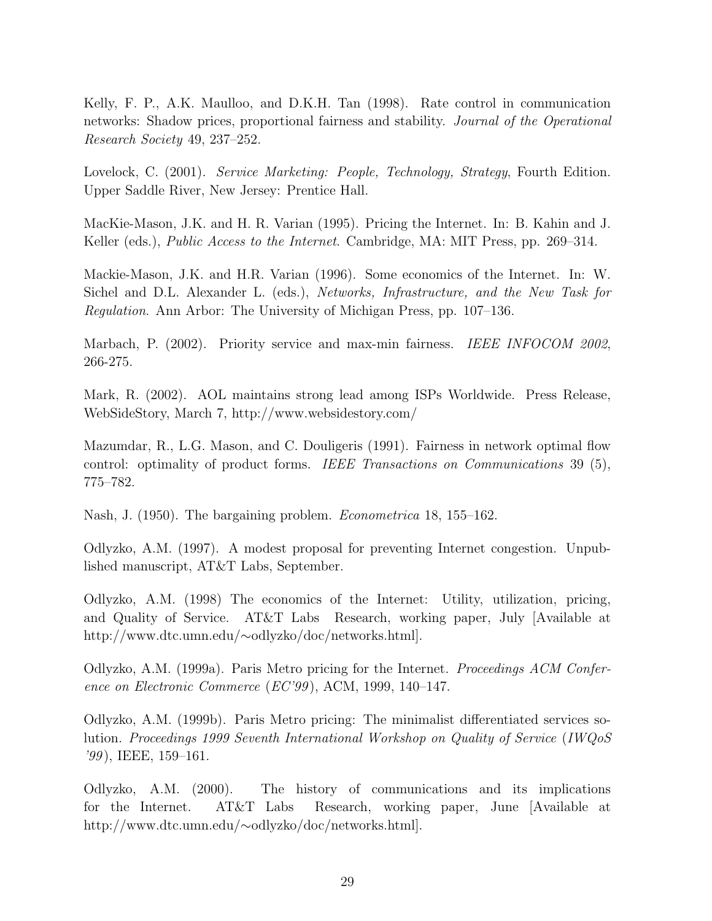Kelly, F. P., A.K. Maulloo, and D.K.H. Tan (1998). Rate control in communication networks: Shadow prices, proportional fairness and stability. *Journal of the Operational Research Society* 49, 237–252.

Lovelock, C. (2001). *Service Marketing: People, Technology, Strategy*, Fourth Edition. Upper Saddle River, New Jersey: Prentice Hall.

MacKie-Mason, J.K. and H. R. Varian (1995). Pricing the Internet. In: B. Kahin and J. Keller (eds.), *Public Access to the Internet*. Cambridge, MA: MIT Press, pp. 269–314.

Mackie-Mason, J.K. and H.R. Varian (1996). Some economics of the Internet. In: W. Sichel and D.L. Alexander L. (eds.), *Networks, Infrastructure, and the New Task for Regulation*. Ann Arbor: The University of Michigan Press, pp. 107–136.

Marbach, P. (2002). Priority service and max-min fairness. *IEEE INFOCOM 2002*, 266-275.

Mark, R. (2002). AOL maintains strong lead among ISPs Worldwide. Press Release, WebSideStory, March 7, http://www.websidestory.com/

Mazumdar, R., L.G. Mason, and C. Douligeris (1991). Fairness in network optimal flow control: optimality of product forms. *IEEE Transactions on Communications* 39 (5), 775–782.

Nash, J. (1950). The bargaining problem. *Econometrica* 18, 155–162.

Odlyzko, A.M. (1997). A modest proposal for preventing Internet congestion. Unpublished manuscript, AT&T Labs, September.

Odlyzko, A.M. (1998) The economics of the Internet: Utility, utilization, pricing, and Quality of Service. AT&T Labs Research, working paper, July [Available at http://www.dtc.umn.edu/∼odlyzko/doc/networks.html].

Odlyzko, A.M. (1999a). Paris Metro pricing for the Internet. *Proceedings ACM Conference on Electronic Commerce* (*EC'99*), ACM, 1999, 140–147.

Odlyzko, A.M. (1999b). Paris Metro pricing: The minimalist differentiated services solution. *Proceedings 1999 Seventh International Workshop on Quality of Service* (*IWQoS '99*), IEEE, 159–161.

Odlyzko, A.M. (2000). The history of communications and its implications for the Internet. AT&T Labs Research, working paper, June [Available at http://www.dtc.umn.edu/∼odlyzko/doc/networks.html].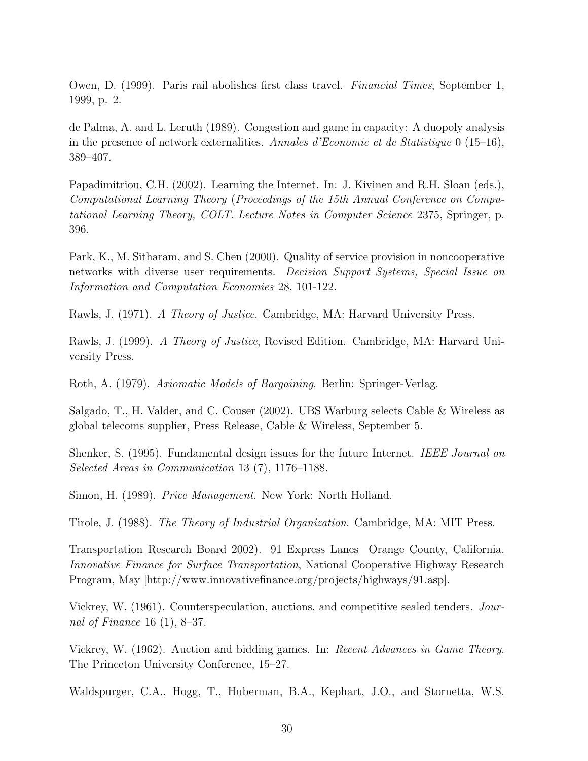Owen, D. (1999). Paris rail abolishes first class travel. *Financial Times*, September 1, 1999, p. 2.

de Palma, A. and L. Leruth (1989). Congestion and game in capacity: A duopoly analysis in the presence of network externalities. *Annales d'Economic et de Statistique* 0 (15–16), 389–407.

Papadimitriou, C.H. (2002). Learning the Internet. In: J. Kivinen and R.H. Sloan (eds.), *Computational Learning Theory* (*Proceedings of the 15th Annual Conference on Computational Learning Theory, COLT. Lecture Notes in Computer Science* 2375, Springer, p. 396.

Park, K., M. Sitharam, and S. Chen (2000). Quality of service provision in noncooperative networks with diverse user requirements. *Decision Support Systems, Special Issue on Information and Computation Economies* 28, 101-122.

Rawls, J. (1971). *A Theory of Justice*. Cambridge, MA: Harvard University Press.

Rawls, J. (1999). *A Theory of Justice*, Revised Edition. Cambridge, MA: Harvard University Press.

Roth, A. (1979). *Axiomatic Models of Bargaining*. Berlin: Springer-Verlag.

Salgado, T., H. Valder, and C. Couser (2002). UBS Warburg selects Cable & Wireless as global telecoms supplier, Press Release, Cable & Wireless, September 5.

Shenker, S. (1995). Fundamental design issues for the future Internet. *IEEE Journal on Selected Areas in Communication* 13 (7), 1176–1188.

Simon, H. (1989). *Price Management*. New York: North Holland.

Tirole, J. (1988). *The Theory of Industrial Organization*. Cambridge, MA: MIT Press.

Transportation Research Board 2002). 91 Express Lanes Orange County, California. *Innovative Finance for Surface Transportation*, National Cooperative Highway Research Program, May [http://www.innovativefinance.org/projects/highways/91.asp].

Vickrey, W. (1961). Counterspeculation, auctions, and competitive sealed tenders. *Journal of Finance* 16 (1), 8–37.

Vickrey, W. (1962). Auction and bidding games. In: *Recent Advances in Game Theory*. The Princeton University Conference, 15–27.

Waldspurger, C.A., Hogg, T., Huberman, B.A., Kephart, J.O., and Stornetta, W.S.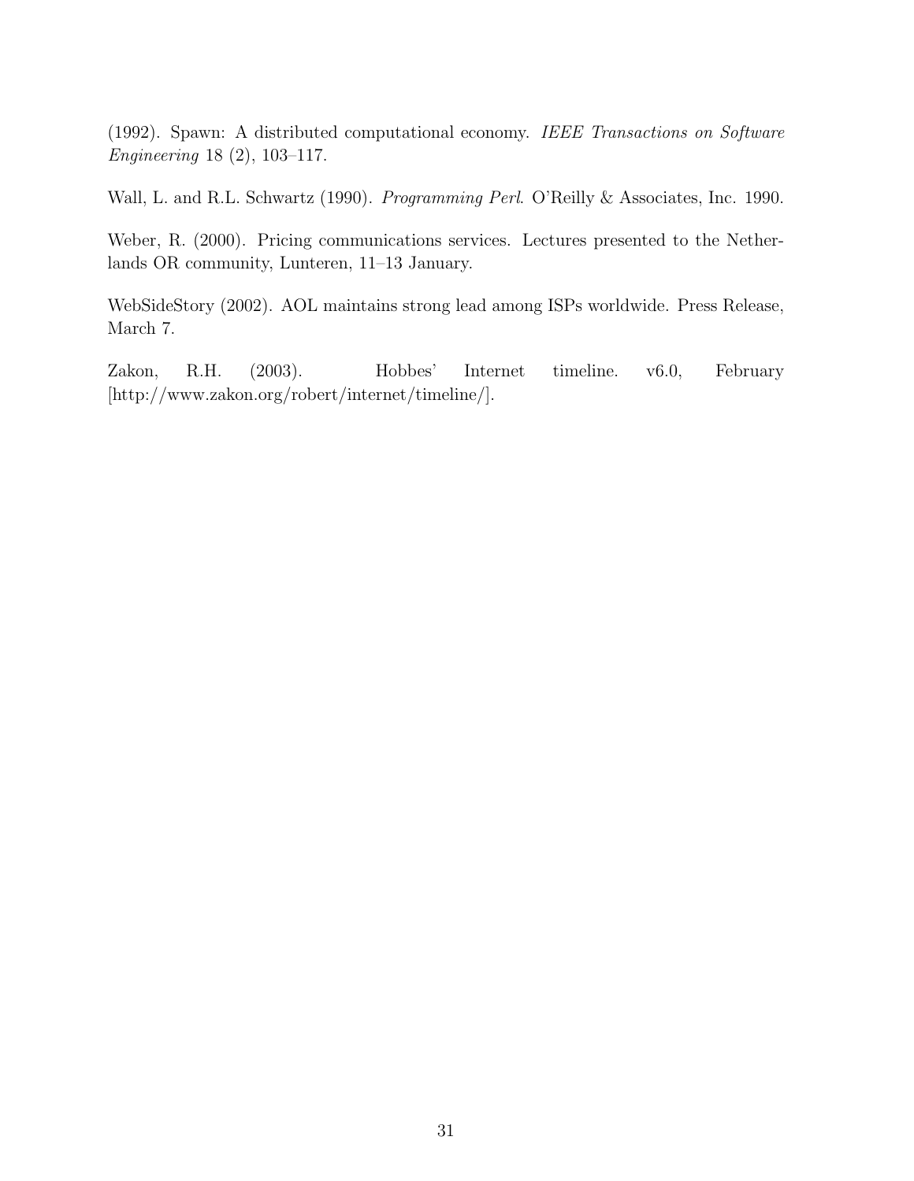(1992). Spawn: A distributed computational economy. *IEEE Transactions on Software Engineering* 18 (2), 103–117.

Wall, L. and R.L. Schwartz (1990). *Programming Perl*. O'Reilly & Associates, Inc. 1990.

Weber, R. (2000). Pricing communications services. Lectures presented to the Netherlands OR community, Lunteren, 11–13 January.

WebSideStory (2002). AOL maintains strong lead among ISPs worldwide. Press Release, March 7.

Zakon, R.H. (2003). Hobbes' Internet timeline. v6.0, February [http://www.zakon.org/robert/internet/timeline/].